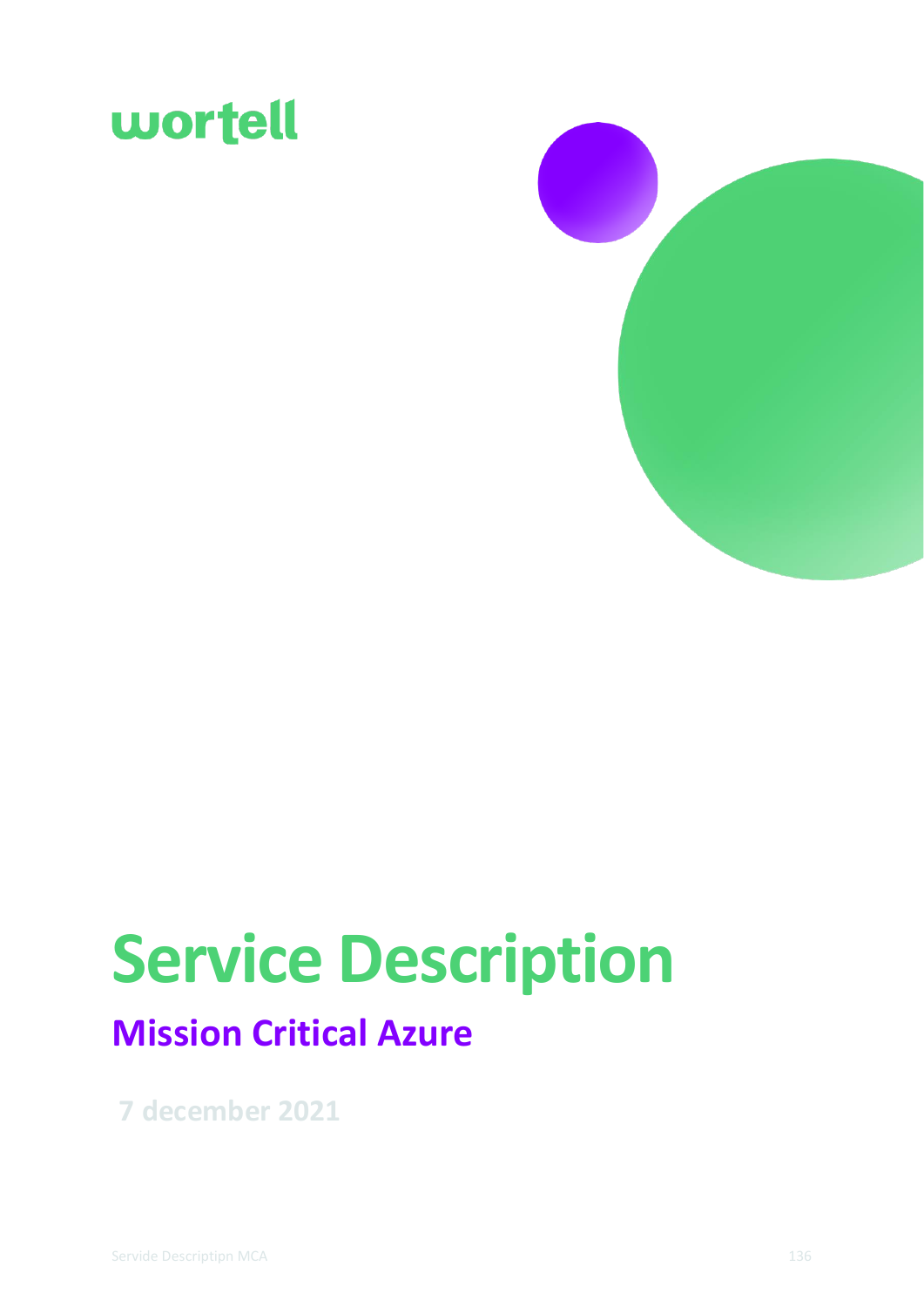wortell

# Service Description

## Mission Critical Azure

**7 december 2021**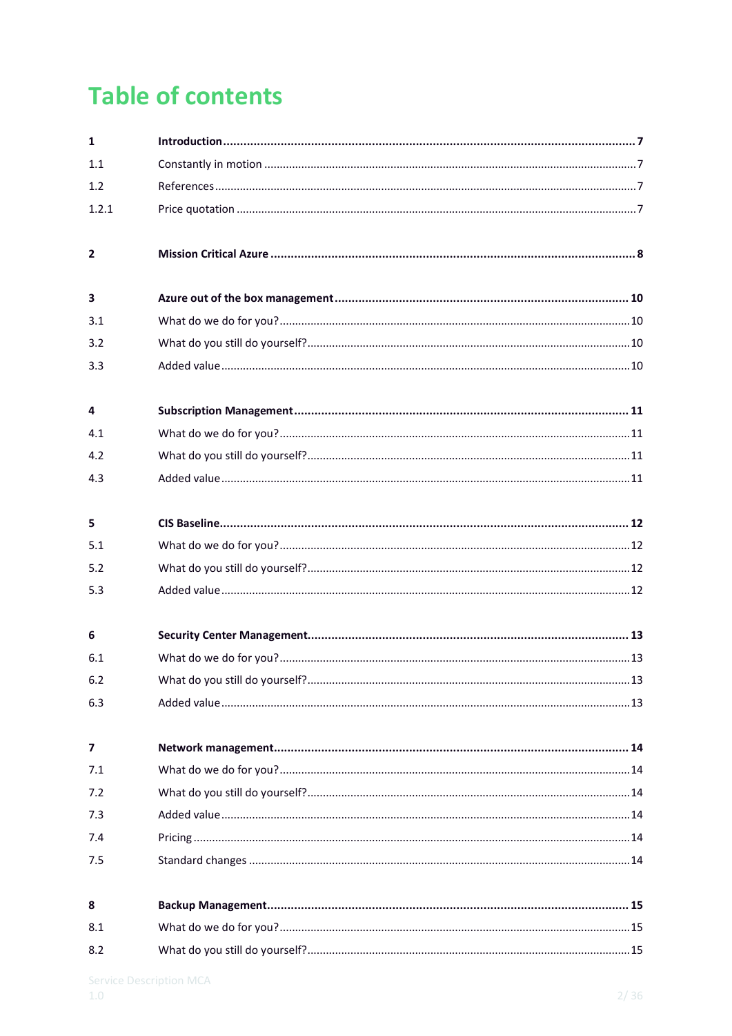# Table of contents

| | | |
|---|---|---|
| **1** | **Introduction** | **7** |
| 1.1 | Constantly in motion | 7 |
| 1.2 | References | 7 |
| 1.2.1 | Price quotation | 7 |
| **2** | **Mission Critical Azure** | **8** |
| **3** | **Azure out of the box management** | **10** |
| 3.1 | What do we do for you? | 10 |
| 3.2 | What do you still do yourself? | 10 |
| 3.3 | Added value | 10 |
| **4** | **Subscription Management** | **11** |
| 4.1 | What do we do for you? | 11 |
| 4.2 | What do you still do yourself? | 11 |
| 4.3 | Added value | 11 |
| **5** | **CIS Baseline** | **12** |
| 5.1 | What do we do for you? | 12 |
| 5.2 | What do you still do yourself? | 12 |
| 5.3 | Added value | 12 |
| **6** | **Security Center Management** | **13** |
| 6.1 | What do we do for you? | 13 |
| 6.2 | What do you still do yourself? | 13 |
| 6.3 | Added value | 13 |
| **7** | **Network management** | **14** |
| 7.1 | What do we do for you? | 14 |
| 7.2 | What do you still do yourself? | 14 |
| 7.3 | Added value | 14 |
| 7.4 | Pricing | 14 |
| 7.5 | Standard changes | 14 |
| **8** | **Backup Management** | **15** |
| 8.1 | What do we do for you? | 15 |
| 8.2 | What do you still do yourself? | 15 |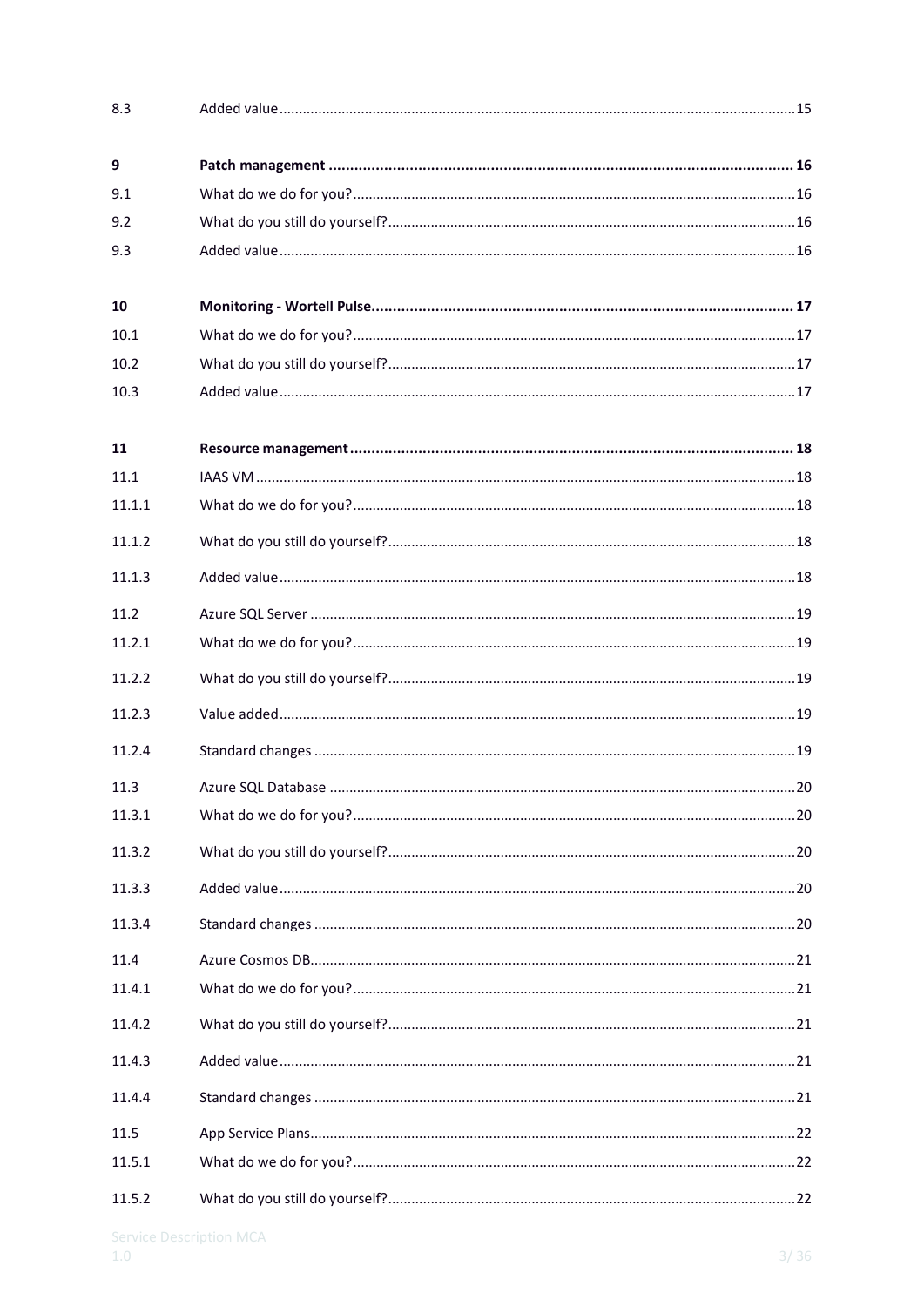8.3 Added value ........ 15

**9 Patch management ........ 16**

9.1 What do we do for you? ........ 16

9.2 What do you still do yourself? ........ 16

9.3 Added value ........ 16

**10 Monitoring - Wortell Pulse ........ 17**

10.1 What do we do for you? ........ 17

10.2 What do you still do yourself? ........ 17

10.3 Added value ........ 17

**11 Resource management ........ 18**

11.1 IAAS VM ........ 18

11.1.1 What do we do for you? ........ 18

11.1.2 What do you still do yourself? ........ 18

11.1.3 Added value ........ 18

11.2 Azure SQL Server ........ 19

11.2.1 What do we do for you? ........ 19

11.2.2 What do you still do yourself? ........ 19

11.2.3 Value added ........ 19

11.2.4 Standard changes ........ 19

11.3 Azure SQL Database ........ 20

11.3.1 What do we do for you? ........ 20

11.3.2 What do you still do yourself? ........ 20

11.3.3 Added value ........ 20

11.3.4 Standard changes ........ 20

11.4 Azure Cosmos DB ........ 21

11.4.1 What do we do for you? ........ 21

11.4.2 What do you still do yourself? ........ 21

11.4.3 Added value ........ 21

11.4.4 Standard changes ........ 21

11.5 App Service Plans ........ 22

11.5.1 What do we do for you? ........ 22

11.5.2 What do you still do yourself? ........ 22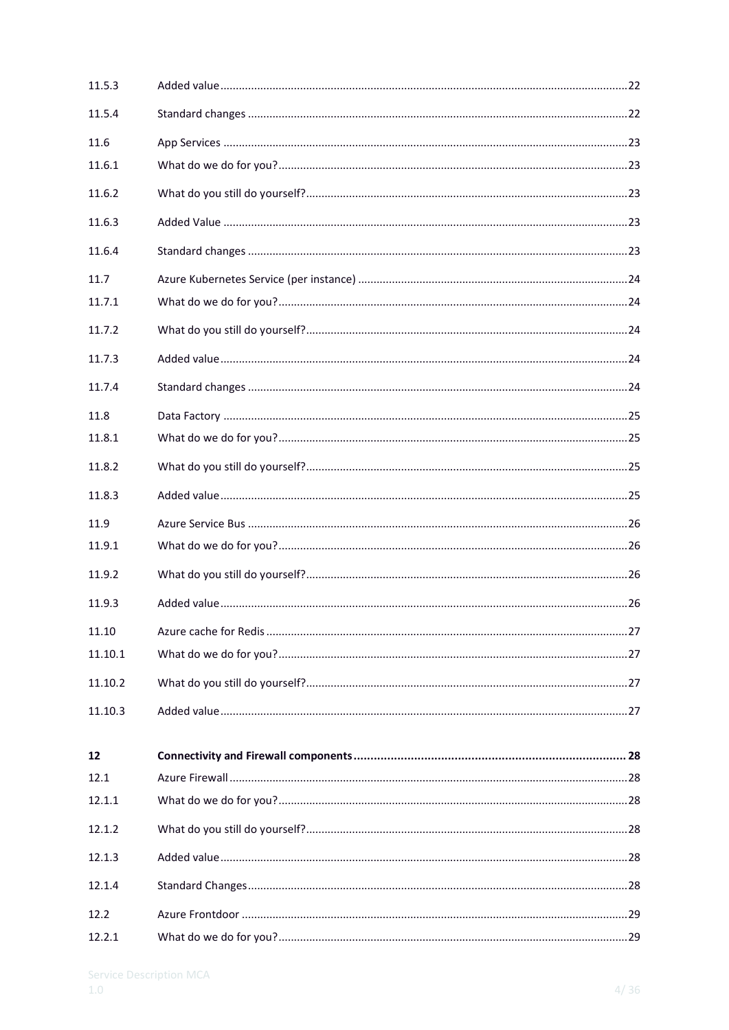| | | |
|---|---|---|
| 11.5.3 | Added value | 22 |
| 11.5.4 | Standard changes | 22 |
| 11.6 | App Services | 23 |
| 11.6.1 | What do we do for you? | 23 |
| 11.6.2 | What do you still do yourself? | 23 |
| 11.6.3 | Added Value | 23 |
| 11.6.4 | Standard changes | 23 |
| 11.7 | Azure Kubernetes Service (per instance) | 24 |
| 11.7.1 | What do we do for you? | 24 |
| 11.7.2 | What do you still do yourself? | 24 |
| 11.7.3 | Added value | 24 |
| 11.7.4 | Standard changes | 24 |
| 11.8 | Data Factory | 25 |
| 11.8.1 | What do we do for you? | 25 |
| 11.8.2 | What do you still do yourself? | 25 |
| 11.8.3 | Added value | 25 |
| 11.9 | Azure Service Bus | 26 |
| 11.9.1 | What do we do for you? | 26 |
| 11.9.2 | What do you still do yourself? | 26 |
| 11.9.3 | Added value | 26 |
| 11.10 | Azure cache for Redis | 27 |
| 11.10.1 | What do we do for you? | 27 |
| 11.10.2 | What do you still do yourself? | 27 |
| 11.10.3 | Added value | 27 |
| **12** | **Connectivity and Firewall components** | **28** |
| 12.1 | Azure Firewall | 28 |
| 12.1.1 | What do we do for you? | 28 |
| 12.1.2 | What do you still do yourself? | 28 |
| 12.1.3 | Added value | 28 |
| 12.1.4 | Standard Changes | 28 |
| 12.2 | Azure Frontdoor | 29 |
| 12.2.1 | What do we do for you? | 29 |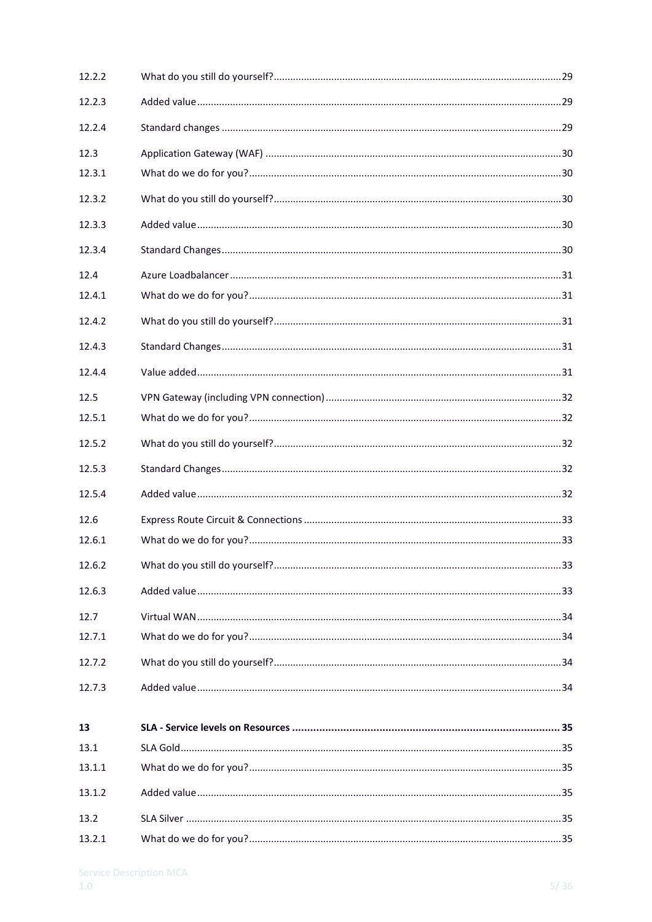| | | |
|---|---|---|
| 12.2.2 | What do you still do yourself? | 29 |
| 12.2.3 | Added value | 29 |
| 12.2.4 | Standard changes | 29 |
| 12.3 | Application Gateway (WAF) | 30 |
| 12.3.1 | What do we do for you? | 30 |
| 12.3.2 | What do you still do yourself? | 30 |
| 12.3.3 | Added value | 30 |
| 12.3.4 | Standard Changes | 30 |
| 12.4 | Azure Loadbalancer | 31 |
| 12.4.1 | What do we do for you? | 31 |
| 12.4.2 | What do you still do yourself? | 31 |
| 12.4.3 | Standard Changes | 31 |
| 12.4.4 | Value added | 31 |
| 12.5 | VPN Gateway (including VPN connection) | 32 |
| 12.5.1 | What do we do for you? | 32 |
| 12.5.2 | What do you still do yourself? | 32 |
| 12.5.3 | Standard Changes | 32 |
| 12.5.4 | Added value | 32 |
| 12.6 | Express Route Circuit & Connections | 33 |
| 12.6.1 | What do we do for you? | 33 |
| 12.6.2 | What do you still do yourself? | 33 |
| 12.6.3 | Added value | 33 |
| 12.7 | Virtual WAN | 34 |
| 12.7.1 | What do we do for you? | 34 |
| 12.7.2 | What do you still do yourself? | 34 |
| 12.7.3 | Added value | 34 |
| **13** | **SLA - Service levels on Resources** | **35** |
| 13.1 | SLA Gold | 35 |
| 13.1.1 | What do we do for you? | 35 |
| 13.1.2 | Added value | 35 |
| 13.2 | SLA Silver | 35 |
| 13.2.1 | What do we do for you? | 35 |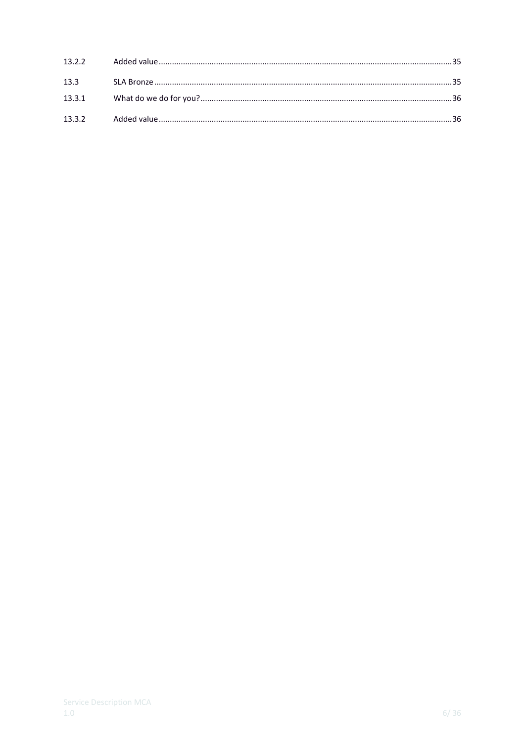| | | |
|---|---|---|
| 13.2.2 | Added value | 35 |
| 13.3 | SLA Bronze | 35 |
| 13.3.1 | What do we do for you? | 36 |
| 13.3.2 | Added value | 36 |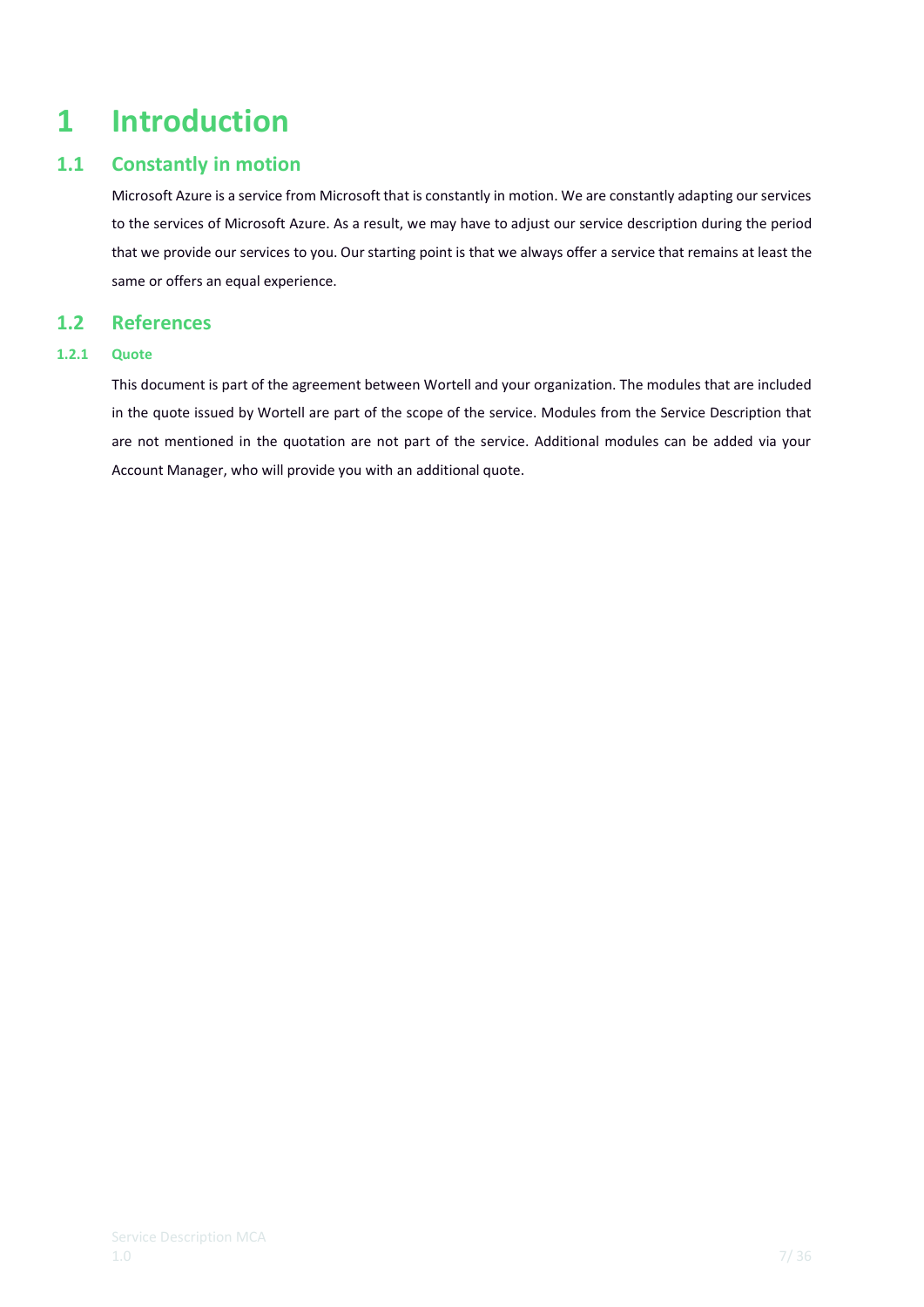# 1 Introduction

## 1.1 Constantly in motion

Microsoft Azure is a service from Microsoft that is constantly in motion. We are constantly adapting our services to the services of Microsoft Azure. As a result, we may have to adjust our service description during the period that we provide our services to you. Our starting point is that we always offer a service that remains at least the same or offers an equal experience.

## 1.2 References

### 1.2.1 Quote

This document is part of the agreement between Wortell and your organization. The modules that are included in the quote issued by Wortell are part of the scope of the service. Modules from the Service Description that are not mentioned in the quotation are not part of the service. Additional modules can be added via your Account Manager, who will provide you with an additional quote.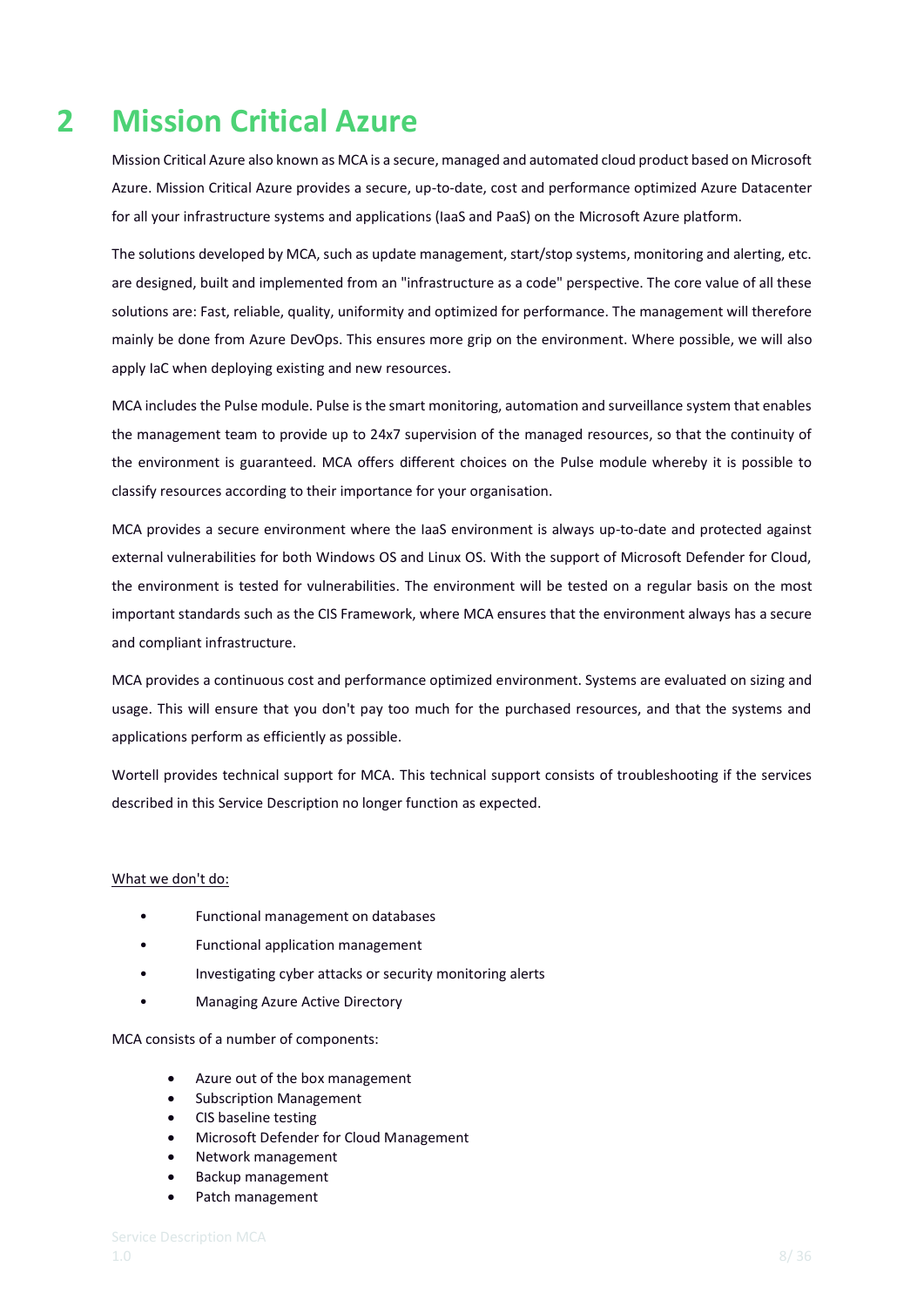# 2 Mission Critical Azure

Mission Critical Azure also known as MCA is a secure, managed and automated cloud product based on Microsoft Azure. Mission Critical Azure provides a secure, up-to-date, cost and performance optimized Azure Datacenter for all your infrastructure systems and applications (IaaS and PaaS) on the Microsoft Azure platform.

The solutions developed by MCA, such as update management, start/stop systems, monitoring and alerting, etc. are designed, built and implemented from an "infrastructure as a code" perspective. The core value of all these solutions are: Fast, reliable, quality, uniformity and optimized for performance. The management will therefore mainly be done from Azure DevOps. This ensures more grip on the environment. Where possible, we will also apply IaC when deploying existing and new resources.

MCA includes the Pulse module. Pulse is the smart monitoring, automation and surveillance system that enables the management team to provide up to 24x7 supervision of the managed resources, so that the continuity of the environment is guaranteed. MCA offers different choices on the Pulse module whereby it is possible to classify resources according to their importance for your organisation.

MCA provides a secure environment where the IaaS environment is always up-to-date and protected against external vulnerabilities for both Windows OS and Linux OS. With the support of Microsoft Defender for Cloud, the environment is tested for vulnerabilities. The environment will be tested on a regular basis on the most important standards such as the CIS Framework, where MCA ensures that the environment always has a secure and compliant infrastructure.

MCA provides a continuous cost and performance optimized environment. Systems are evaluated on sizing and usage. This will ensure that you don't pay too much for the purchased resources, and that the systems and applications perform as efficiently as possible.

Wortell provides technical support for MCA. This technical support consists of troubleshooting if the services described in this Service Description no longer function as expected.

<u>What we don't do:</u>

- Functional management on databases
- Functional application management
- Investigating cyber attacks or security monitoring alerts
- Managing Azure Active Directory

MCA consists of a number of components:

- Azure out of the box management
- Subscription Management
- CIS baseline testing
- Microsoft Defender for Cloud Management
- Network management
- Backup management
- Patch management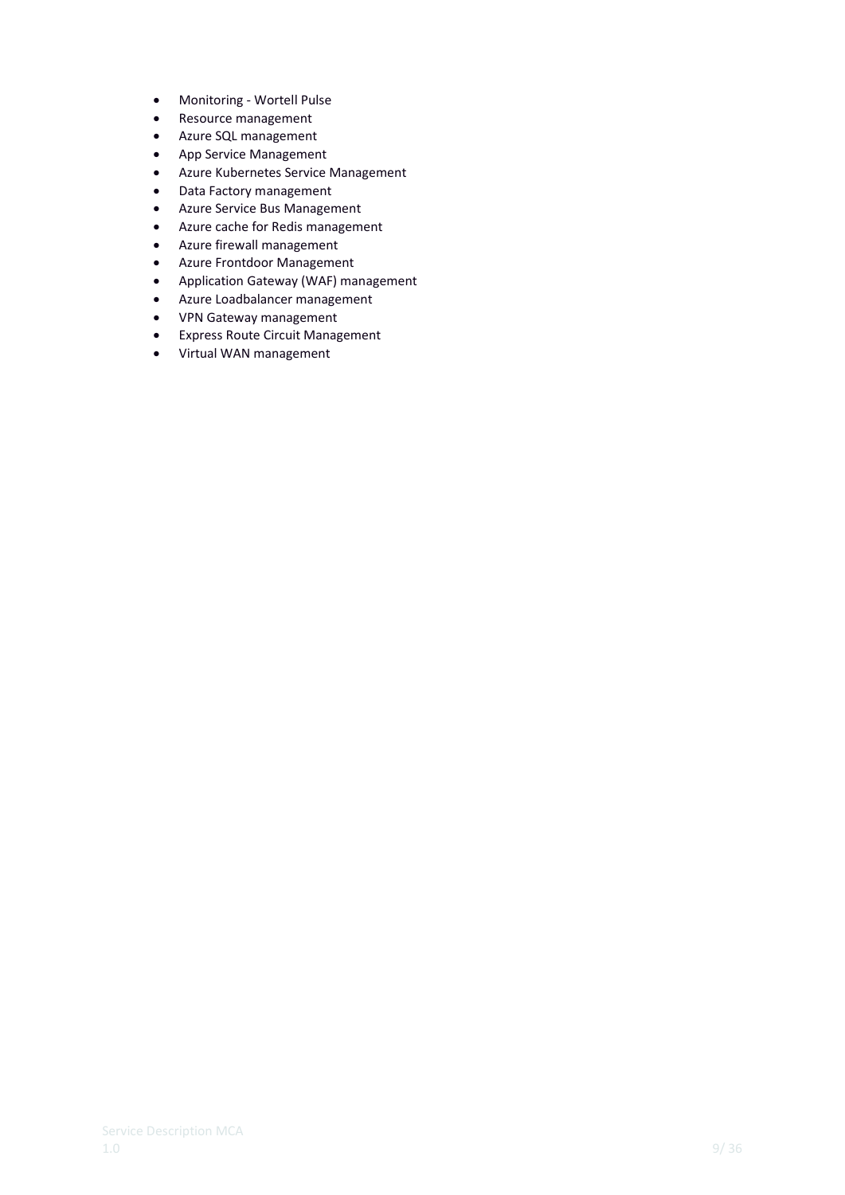- Monitoring - Wortell Pulse
- Resource management
- Azure SQL management
- App Service Management
- Azure Kubernetes Service Management
- Data Factory management
- Azure Service Bus Management
- Azure cache for Redis management
- Azure firewall management
- Azure Frontdoor Management
- Application Gateway (WAF) management
- Azure Loadbalancer management
- VPN Gateway management
- Express Route Circuit Management
- Virtual WAN management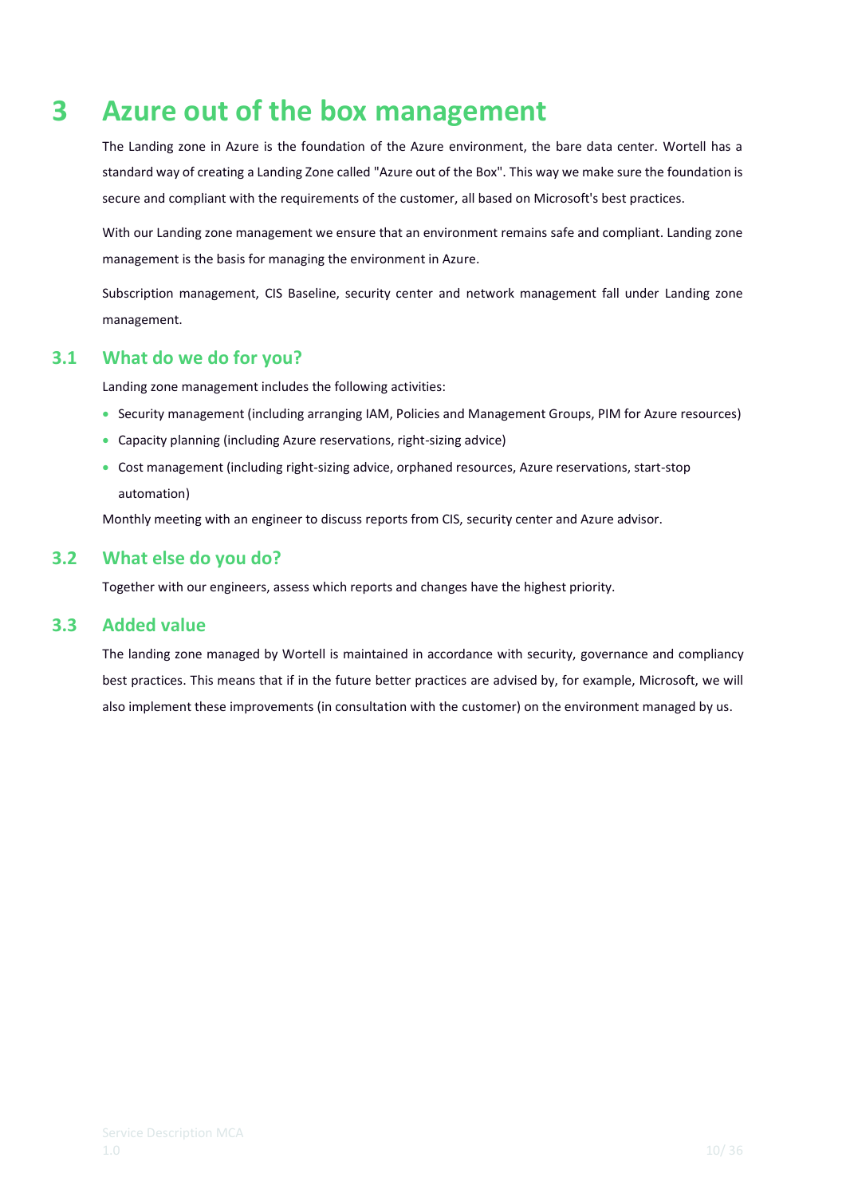# 3 Azure out of the box management

The Landing zone in Azure is the foundation of the Azure environment, the bare data center. Wortell has a standard way of creating a Landing Zone called "Azure out of the Box". This way we make sure the foundation is secure and compliant with the requirements of the customer, all based on Microsoft's best practices.

With our Landing zone management we ensure that an environment remains safe and compliant. Landing zone management is the basis for managing the environment in Azure.

Subscription management, CIS Baseline, security center and network management fall under Landing zone management.

## 3.1 What do we do for you?

Landing zone management includes the following activities:

- Security management (including arranging IAM, Policies and Management Groups, PIM for Azure resources)
- Capacity planning (including Azure reservations, right-sizing advice)
- Cost management (including right-sizing advice, orphaned resources, Azure reservations, start-stop automation)

Monthly meeting with an engineer to discuss reports from CIS, security center and Azure advisor.

## 3.2 What else do you do?

Together with our engineers, assess which reports and changes have the highest priority.

## 3.3 Added value

The landing zone managed by Wortell is maintained in accordance with security, governance and compliancy best practices. This means that if in the future better practices are advised by, for example, Microsoft, we will also implement these improvements (in consultation with the customer) on the environment managed by us.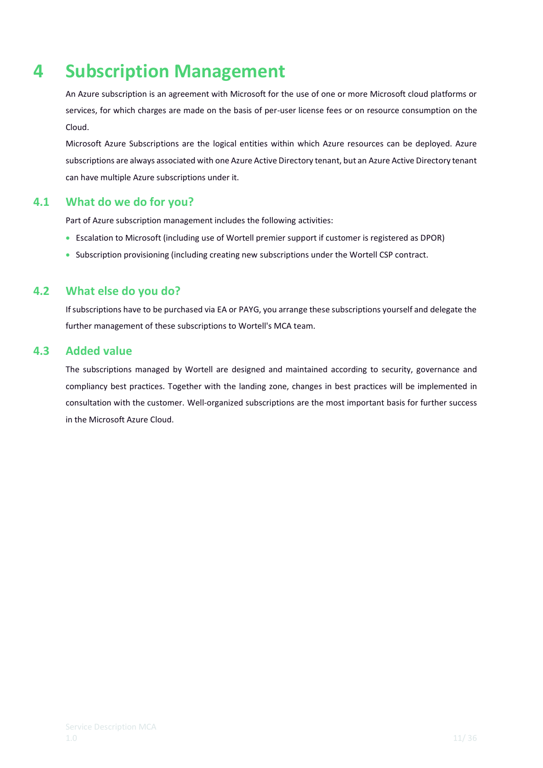# 4 Subscription Management

An Azure subscription is an agreement with Microsoft for the use of one or more Microsoft cloud platforms or services, for which charges are made on the basis of per-user license fees or on resource consumption on the Cloud.

Microsoft Azure Subscriptions are the logical entities within which Azure resources can be deployed. Azure subscriptions are always associated with one Azure Active Directory tenant, but an Azure Active Directory tenant can have multiple Azure subscriptions under it.

## 4.1 What do we do for you?

Part of Azure subscription management includes the following activities:

- Escalation to Microsoft (including use of Wortell premier support if customer is registered as DPOR)
- Subscription provisioning (including creating new subscriptions under the Wortell CSP contract.

## 4.2 What else do you do?

If subscriptions have to be purchased via EA or PAYG, you arrange these subscriptions yourself and delegate the further management of these subscriptions to Wortell's MCA team.

## 4.3 Added value

The subscriptions managed by Wortell are designed and maintained according to security, governance and compliancy best practices. Together with the landing zone, changes in best practices will be implemented in consultation with the customer. Well-organized subscriptions are the most important basis for further success in the Microsoft Azure Cloud.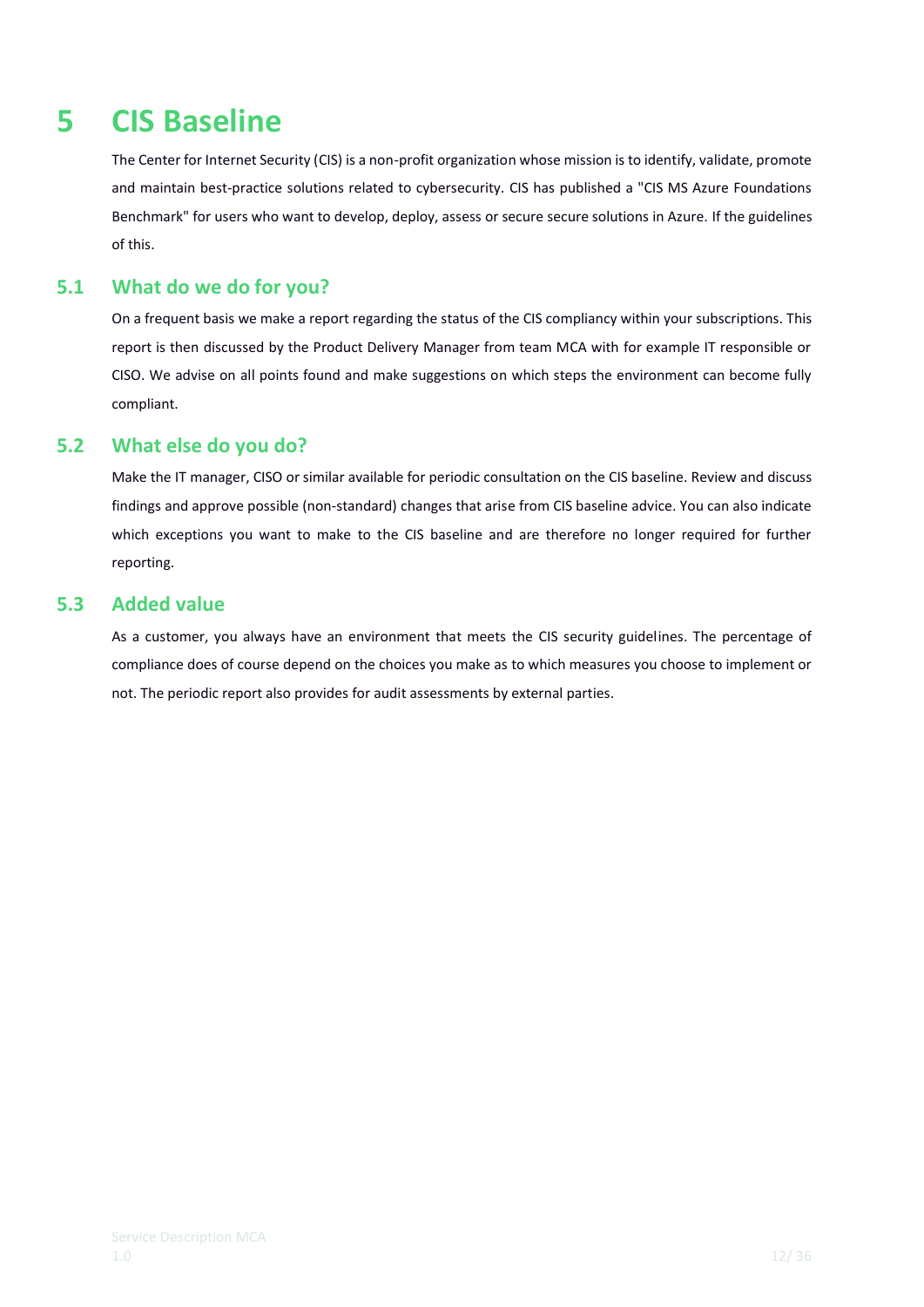# 5 CIS Baseline

The Center for Internet Security (CIS) is a non-profit organization whose mission is to identify, validate, promote and maintain best-practice solutions related to cybersecurity. CIS has published a "CIS MS Azure Foundations Benchmark" for users who want to develop, deploy, assess or secure secure solutions in Azure. If the guidelines of this.

## 5.1 What do we do for you?

On a frequent basis we make a report regarding the status of the CIS compliancy within your subscriptions. This report is then discussed by the Product Delivery Manager from team MCA with for example IT responsible or CISO. We advise on all points found and make suggestions on which steps the environment can become fully compliant.

## 5.2 What else do you do?

Make the IT manager, CISO or similar available for periodic consultation on the CIS baseline. Review and discuss findings and approve possible (non-standard) changes that arise from CIS baseline advice. You can also indicate which exceptions you want to make to the CIS baseline and are therefore no longer required for further reporting.

## 5.3 Added value

As a customer, you always have an environment that meets the CIS security guidelines. The percentage of compliance does of course depend on the choices you make as to which measures you choose to implement or not. The periodic report also provides for audit assessments by external parties.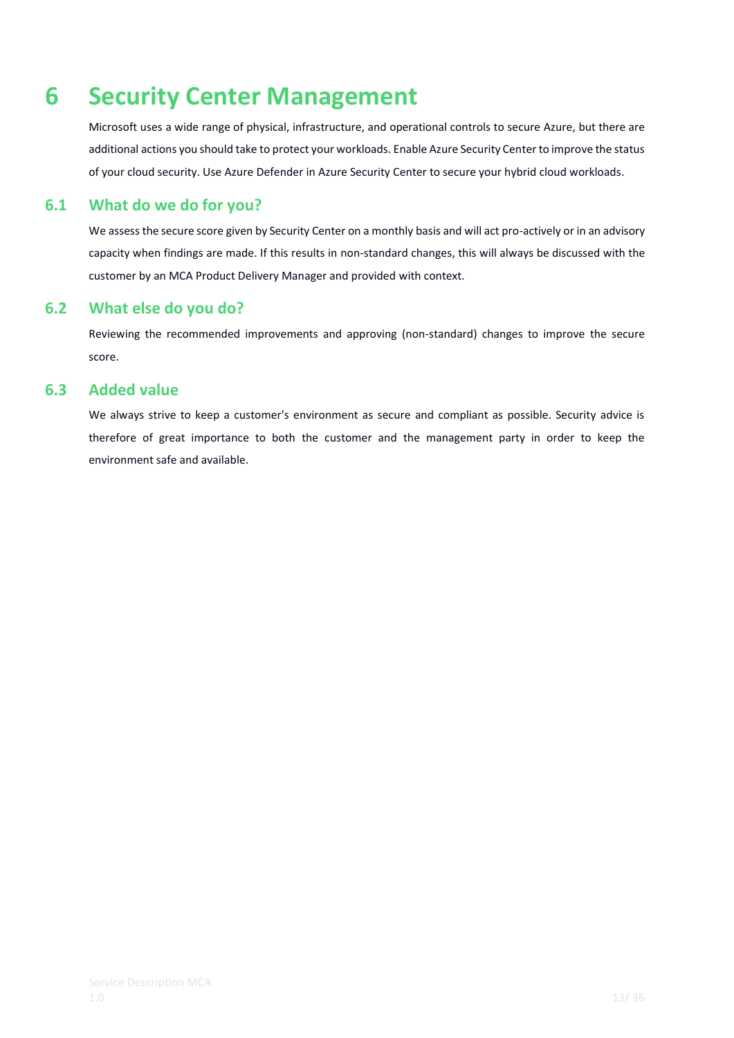# 6 Security Center Management

Microsoft uses a wide range of physical, infrastructure, and operational controls to secure Azure, but there are additional actions you should take to protect your workloads. Enable Azure Security Center to improve the status of your cloud security. Use Azure Defender in Azure Security Center to secure your hybrid cloud workloads.

## 6.1 What do we do for you?

We assess the secure score given by Security Center on a monthly basis and will act pro-actively or in an advisory capacity when findings are made. If this results in non-standard changes, this will always be discussed with the customer by an MCA Product Delivery Manager and provided with context.

## 6.2 What else do you do?

Reviewing the recommended improvements and approving (non-standard) changes to improve the secure score.

## 6.3 Added value

We always strive to keep a customer's environment as secure and compliant as possible. Security advice is therefore of great importance to both the customer and the management party in order to keep the environment safe and available.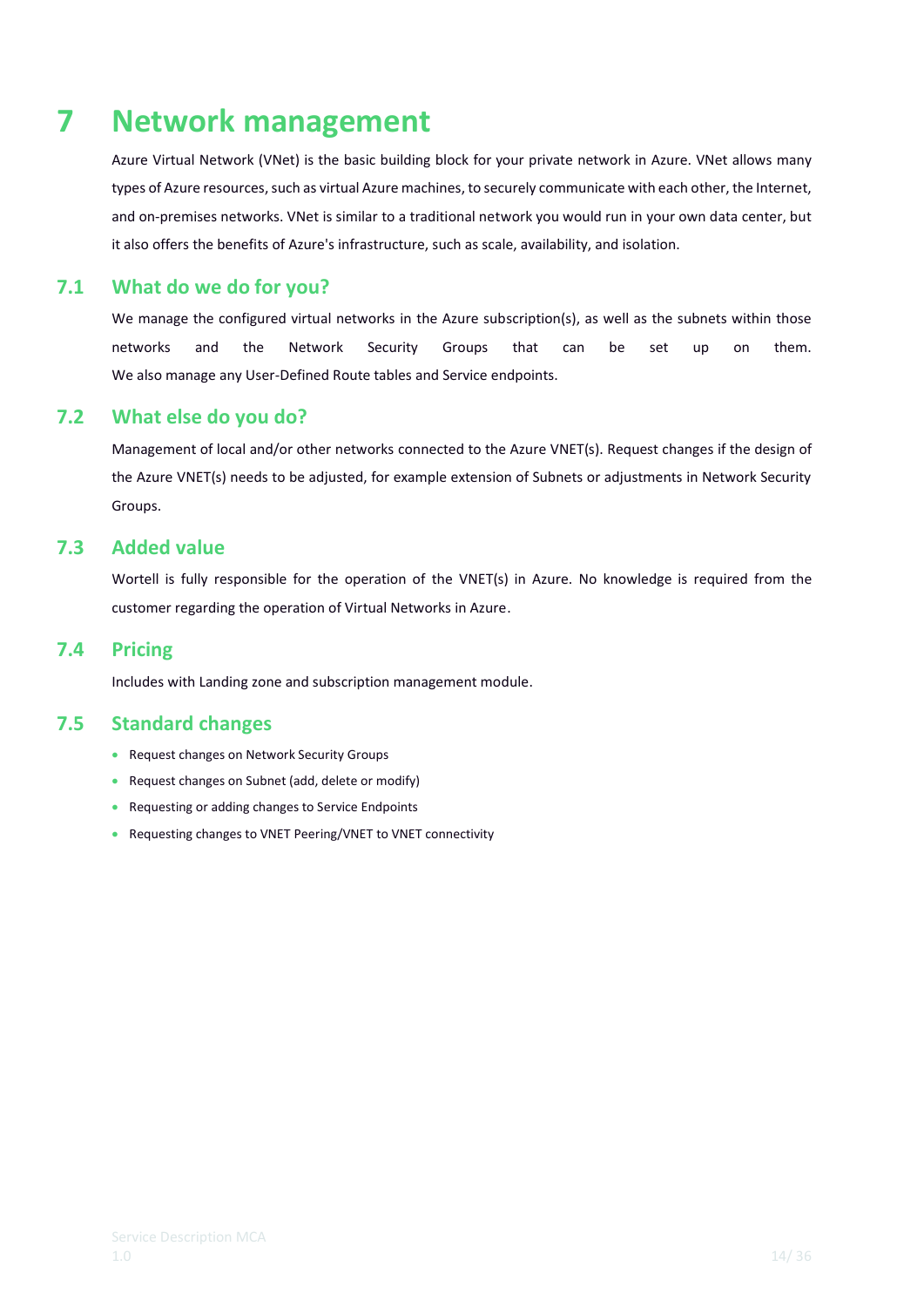# 7 Network management

Azure Virtual Network (VNet) is the basic building block for your private network in Azure. VNet allows many types of Azure resources, such as virtual Azure machines, to securely communicate with each other, the Internet, and on-premises networks. VNet is similar to a traditional network you would run in your own data center, but it also offers the benefits of Azure's infrastructure, such as scale, availability, and isolation.

## 7.1 What do we do for you?

We manage the configured virtual networks in the Azure subscription(s), as well as the subnets within those networks and the Network Security Groups that can be set up on them. We also manage any User-Defined Route tables and Service endpoints.

## 7.2 What else do you do?

Management of local and/or other networks connected to the Azure VNET(s). Request changes if the design of the Azure VNET(s) needs to be adjusted, for example extension of Subnets or adjustments in Network Security Groups.

## 7.3 Added value

Wortell is fully responsible for the operation of the VNET(s) in Azure. No knowledge is required from the customer regarding the operation of Virtual Networks in Azure.

## 7.4 Pricing

Includes with Landing zone and subscription management module.

## 7.5 Standard changes

- Request changes on Network Security Groups
- Request changes on Subnet (add, delete or modify)
- Requesting or adding changes to Service Endpoints
- Requesting changes to VNET Peering/VNET to VNET connectivity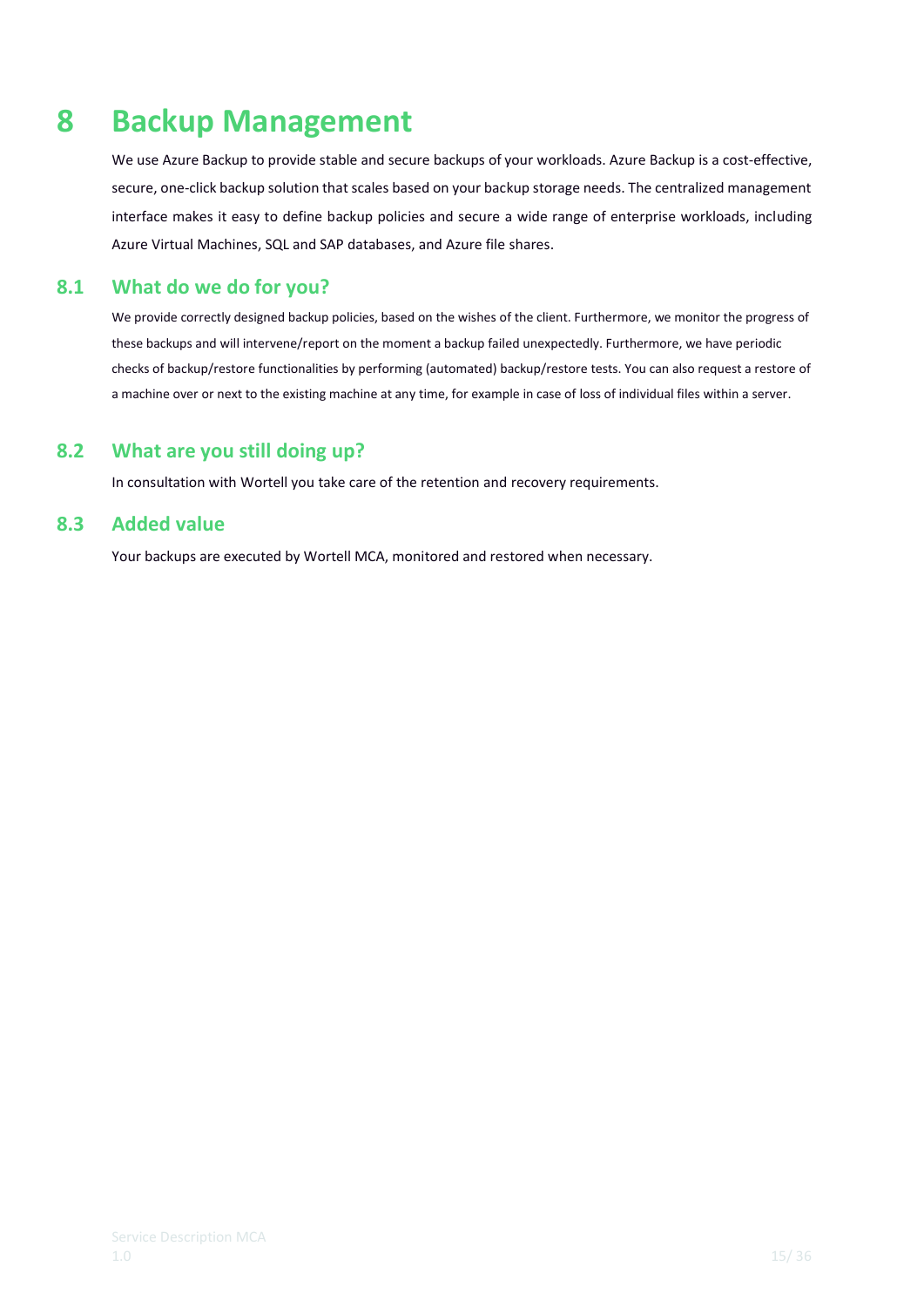# 8 Backup Management

We use Azure Backup to provide stable and secure backups of your workloads. Azure Backup is a cost-effective, secure, one-click backup solution that scales based on your backup storage needs. The centralized management interface makes it easy to define backup policies and secure a wide range of enterprise workloads, including Azure Virtual Machines, SQL and SAP databases, and Azure file shares.

## 8.1 What do we do for you?

We provide correctly designed backup policies, based on the wishes of the client. Furthermore, we monitor the progress of these backups and will intervene/report on the moment a backup failed unexpectedly. Furthermore, we have periodic checks of backup/restore functionalities by performing (automated) backup/restore tests. You can also request a restore of a machine over or next to the existing machine at any time, for example in case of loss of individual files within a server.

## 8.2 What are you still doing up?

In consultation with Wortell you take care of the retention and recovery requirements.

## 8.3 Added value

Your backups are executed by Wortell MCA, monitored and restored when necessary.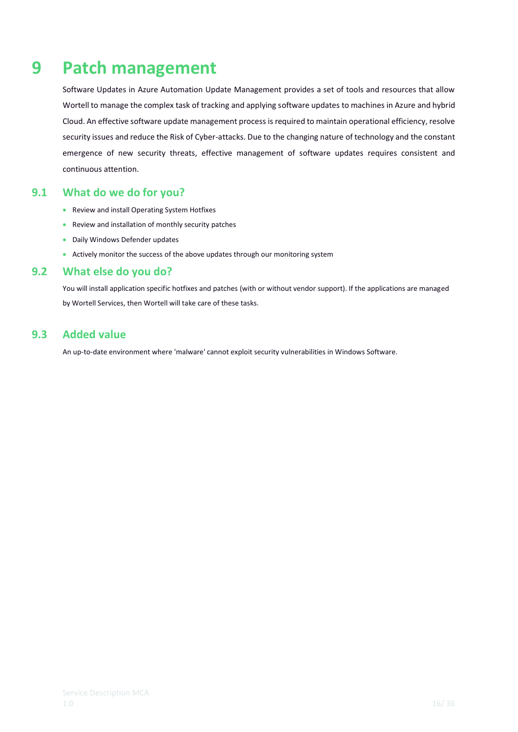# 9 Patch management

Software Updates in Azure Automation Update Management provides a set of tools and resources that allow Wortell to manage the complex task of tracking and applying software updates to machines in Azure and hybrid Cloud. An effective software update management process is required to maintain operational efficiency, resolve security issues and reduce the Risk of Cyber-attacks. Due to the changing nature of technology and the constant emergence of new security threats, effective management of software updates requires consistent and continuous attention.

## 9.1 What do we do for you?

- Review and install Operating System Hotfixes
- Review and installation of monthly security patches
- Daily Windows Defender updates
- Actively monitor the success of the above updates through our monitoring system

## 9.2 What else do you do?

You will install application specific hotfixes and patches (with or without vendor support). If the applications are managed by Wortell Services, then Wortell will take care of these tasks.

## 9.3 Added value

An up-to-date environment where 'malware' cannot exploit security vulnerabilities in Windows Software.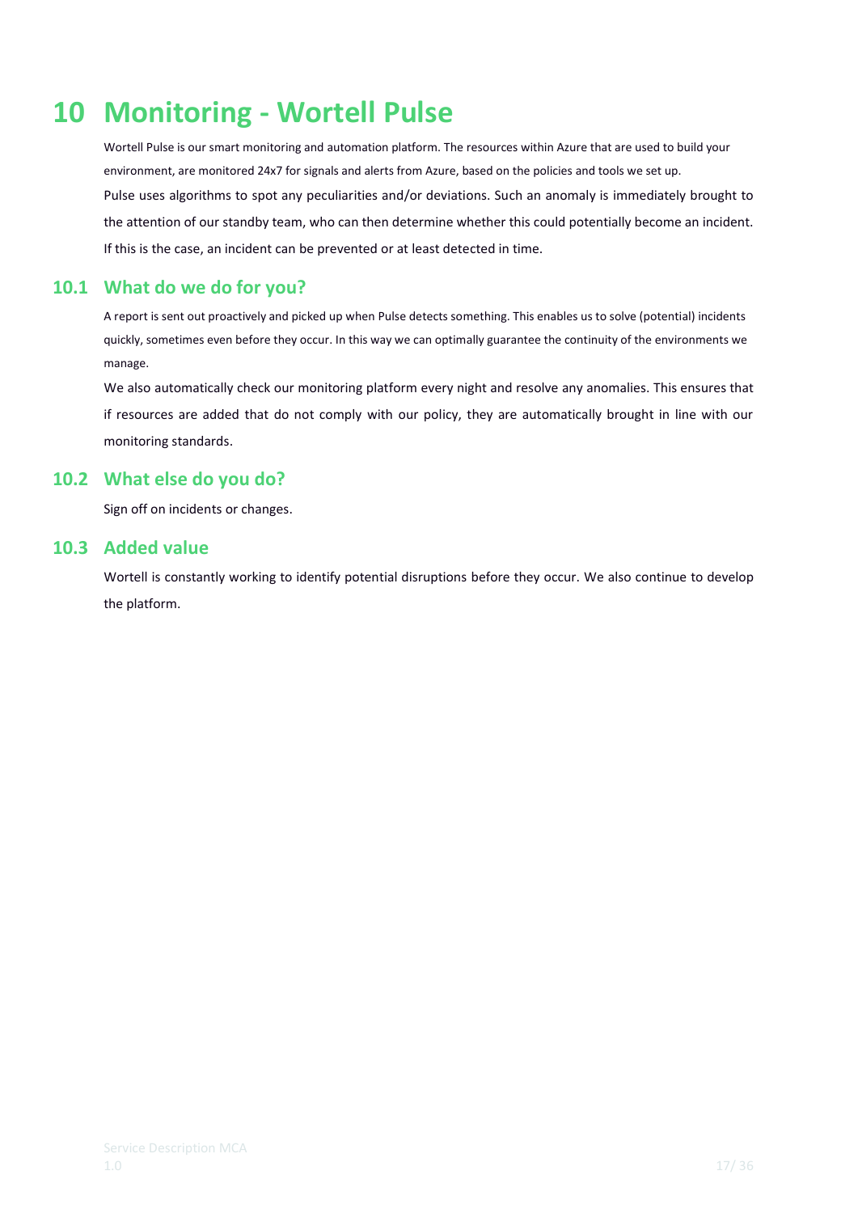# 10 Monitoring - Wortell Pulse

Wortell Pulse is our smart monitoring and automation platform. The resources within Azure that are used to build your environment, are monitored 24x7 for signals and alerts from Azure, based on the policies and tools we set up.

Pulse uses algorithms to spot any peculiarities and/or deviations. Such an anomaly is immediately brought to the attention of our standby team, who can then determine whether this could potentially become an incident. If this is the case, an incident can be prevented or at least detected in time.

## 10.1 What do we do for you?

A report is sent out proactively and picked up when Pulse detects something. This enables us to solve (potential) incidents quickly, sometimes even before they occur. In this way we can optimally guarantee the continuity of the environments we manage.

We also automatically check our monitoring platform every night and resolve any anomalies. This ensures that if resources are added that do not comply with our policy, they are automatically brought in line with our monitoring standards.

## 10.2 What else do you do?

Sign off on incidents or changes.

## 10.3 Added value

Wortell is constantly working to identify potential disruptions before they occur. We also continue to develop the platform.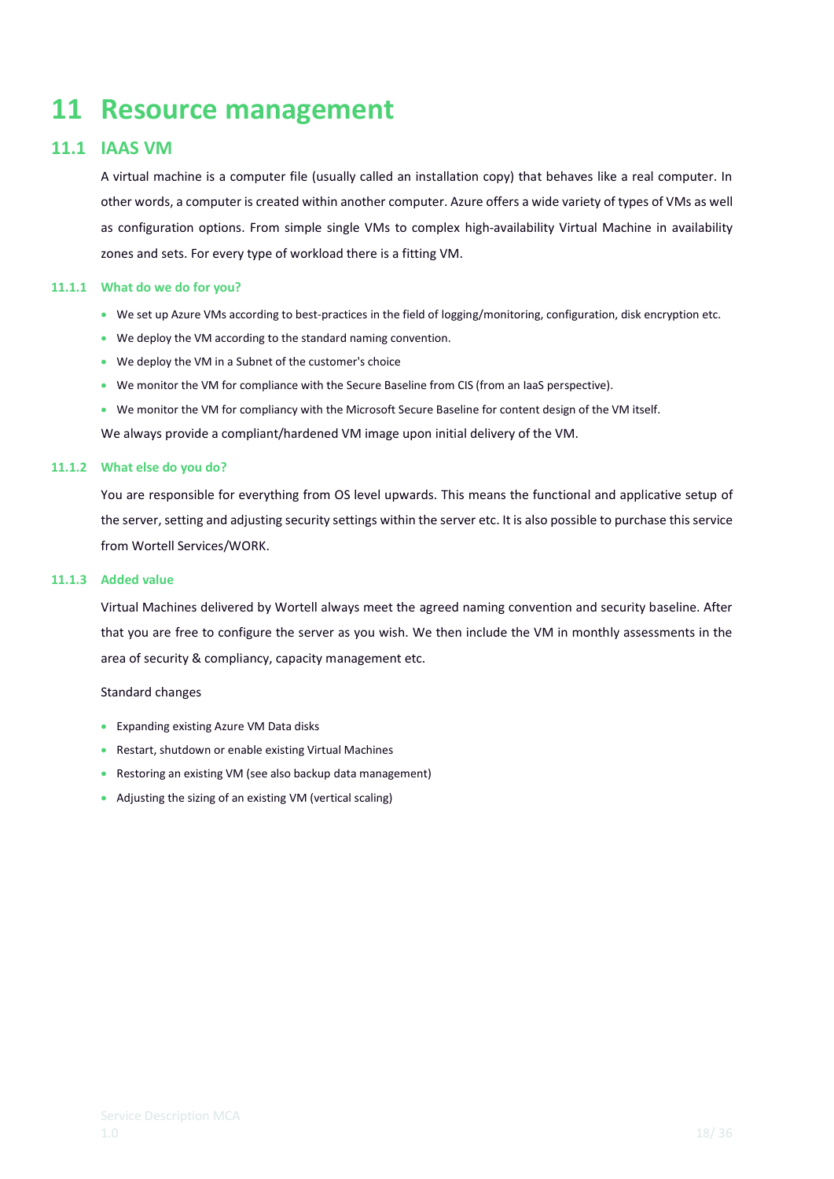# 11 Resource management

## 11.1 IAAS VM

A virtual machine is a computer file (usually called an installation copy) that behaves like a real computer. In other words, a computer is created within another computer. Azure offers a wide variety of types of VMs as well as configuration options. From simple single VMs to complex high-availability Virtual Machine in availability zones and sets. For every type of workload there is a fitting VM.

### 11.1.1 What do we do for you?

- We set up Azure VMs according to best-practices in the field of logging/monitoring, configuration, disk encryption etc.
- We deploy the VM according to the standard naming convention.
- We deploy the VM in a Subnet of the customer's choice
- We monitor the VM for compliance with the Secure Baseline from CIS (from an IaaS perspective).
- We monitor the VM for compliancy with the Microsoft Secure Baseline for content design of the VM itself.

We always provide a compliant/hardened VM image upon initial delivery of the VM.

### 11.1.2 What else do you do?

You are responsible for everything from OS level upwards. This means the functional and applicative setup of the server, setting and adjusting security settings within the server etc. It is also possible to purchase this service from Wortell Services/WORK.

### 11.1.3 Added value

Virtual Machines delivered by Wortell always meet the agreed naming convention and security baseline. After that you are free to configure the server as you wish. We then include the VM in monthly assessments in the area of security & compliancy, capacity management etc.

Standard changes

- Expanding existing Azure VM Data disks
- Restart, shutdown or enable existing Virtual Machines
- Restoring an existing VM (see also backup data management)
- Adjusting the sizing of an existing VM (vertical scaling)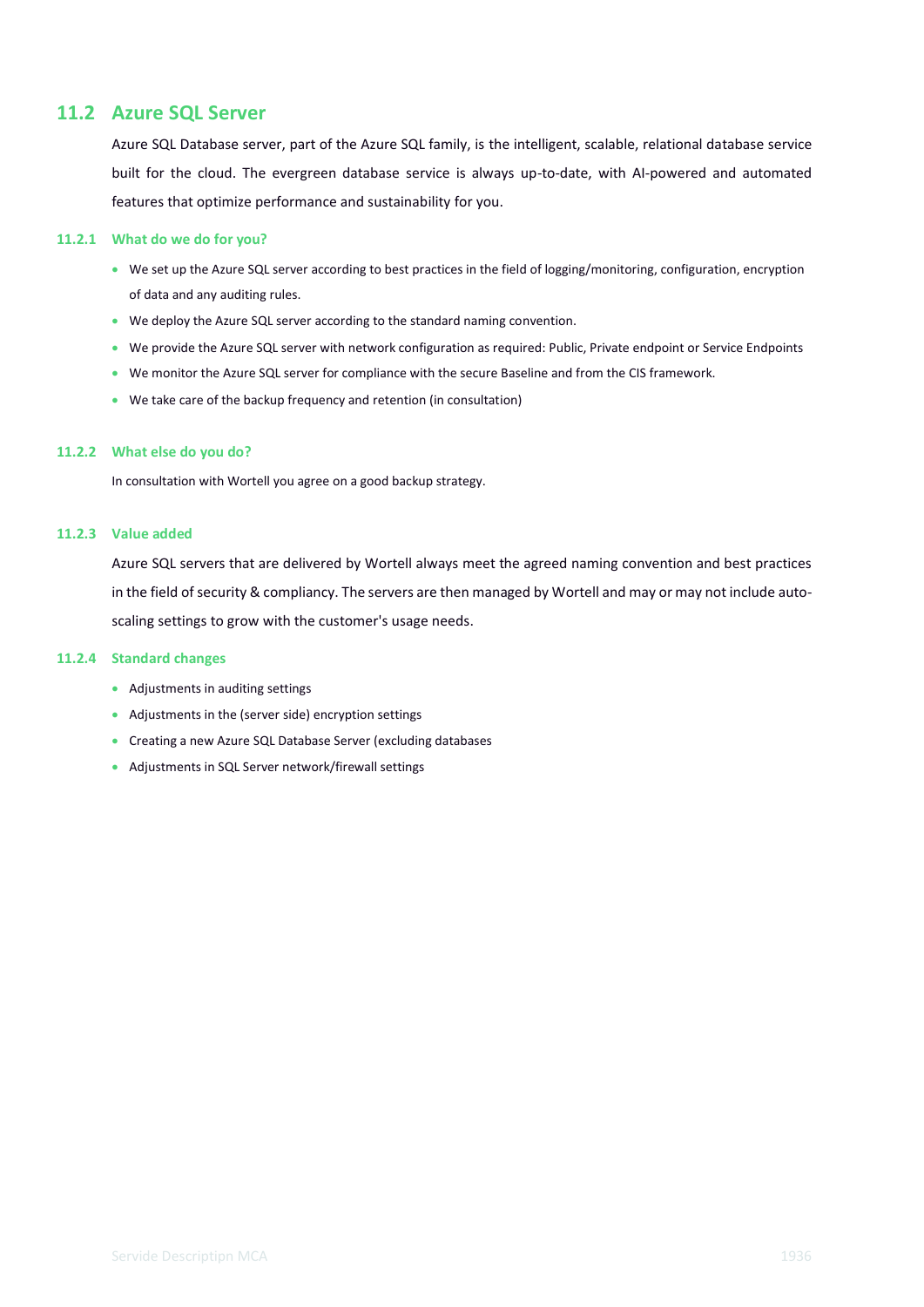## 11.2 Azure SQL Server

Azure SQL Database server, part of the Azure SQL family, is the intelligent, scalable, relational database service built for the cloud. The evergreen database service is always up-to-date, with AI-powered and automated features that optimize performance and sustainability for you.

### 11.2.1 What do we do for you?

- We set up the Azure SQL server according to best practices in the field of logging/monitoring, configuration, encryption of data and any auditing rules.
- We deploy the Azure SQL server according to the standard naming convention.
- We provide the Azure SQL server with network configuration as required: Public, Private endpoint or Service Endpoints
- We monitor the Azure SQL server for compliance with the secure Baseline and from the CIS framework.
- We take care of the backup frequency and retention (in consultation)

### 11.2.2 What else do you do?

In consultation with Wortell you agree on a good backup strategy.

### 11.2.3 Value added

Azure SQL servers that are delivered by Wortell always meet the agreed naming convention and best practices in the field of security & compliancy. The servers are then managed by Wortell and may or may not include auto-scaling settings to grow with the customer's usage needs.

### 11.2.4 Standard changes

- Adjustments in auditing settings
- Adjustments in the (server side) encryption settings
- Creating a new Azure SQL Database Server (excluding databases
- Adjustments in SQL Server network/firewall settings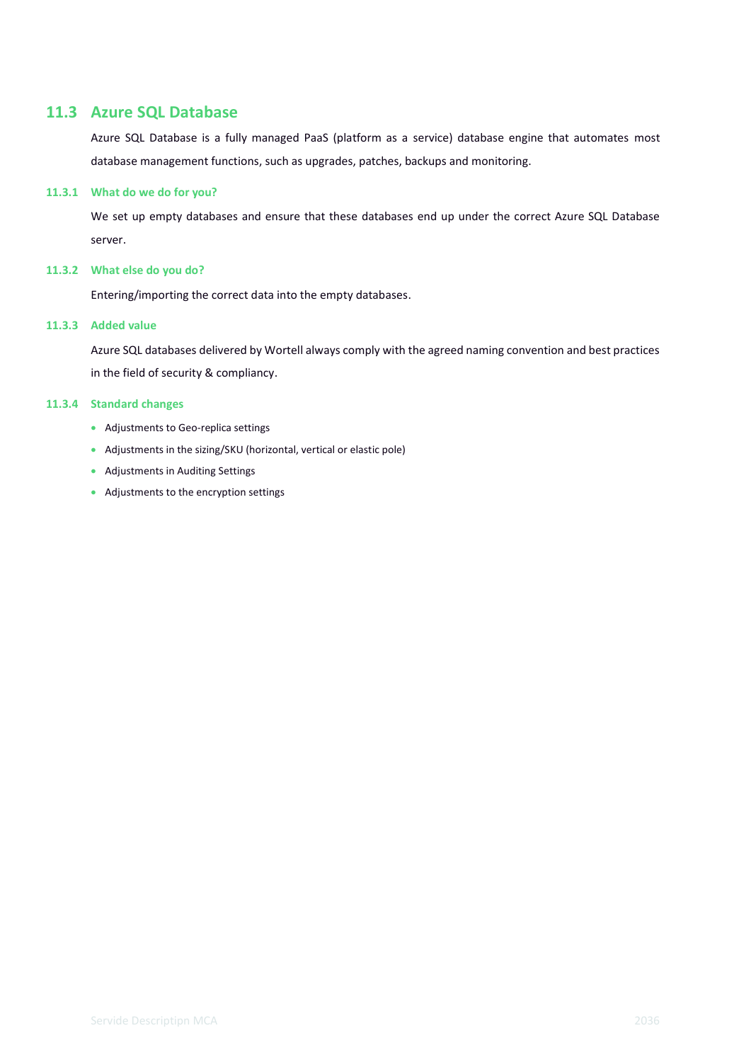## 11.3 Azure SQL Database

Azure SQL Database is a fully managed PaaS (platform as a service) database engine that automates most database management functions, such as upgrades, patches, backups and monitoring.

### 11.3.1 What do we do for you?

We set up empty databases and ensure that these databases end up under the correct Azure SQL Database server.

### 11.3.2 What else do you do?

Entering/importing the correct data into the empty databases.

### 11.3.3 Added value

Azure SQL databases delivered by Wortell always comply with the agreed naming convention and best practices in the field of security & compliancy.

### 11.3.4 Standard changes

- Adjustments to Geo-replica settings
- Adjustments in the sizing/SKU (horizontal, vertical or elastic pole)
- Adjustments in Auditing Settings
- Adjustments to the encryption settings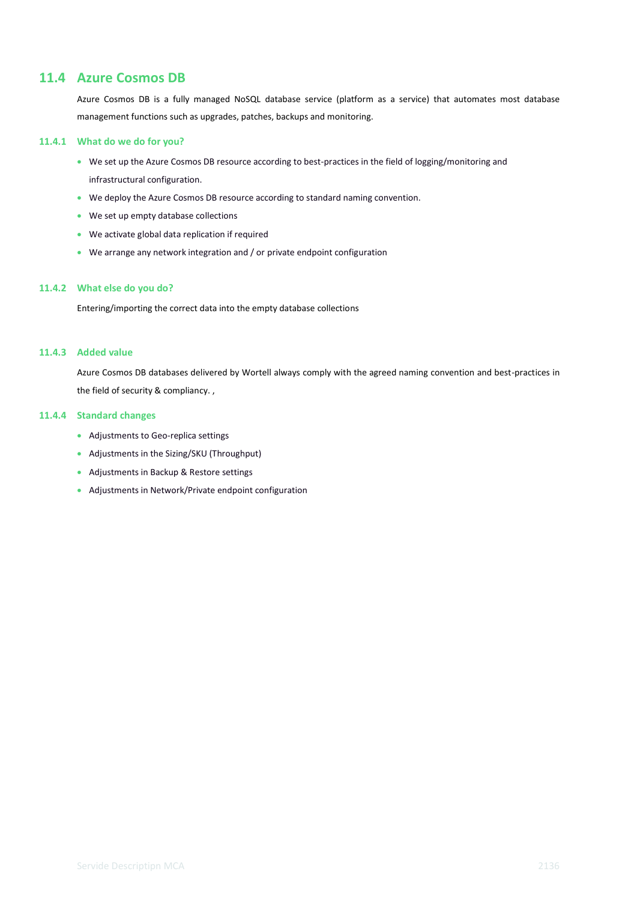## 11.4 Azure Cosmos DB

Azure Cosmos DB is a fully managed NoSQL database service (platform as a service) that automates most database management functions such as upgrades, patches, backups and monitoring.

### 11.4.1 What do we do for you?

- We set up the Azure Cosmos DB resource according to best-practices in the field of logging/monitoring and infrastructural configuration.
- We deploy the Azure Cosmos DB resource according to standard naming convention.
- We set up empty database collections
- We activate global data replication if required
- We arrange any network integration and / or private endpoint configuration

### 11.4.2 What else do you do?

Entering/importing the correct data into the empty database collections

### 11.4.3 Added value

Azure Cosmos DB databases delivered by Wortell always comply with the agreed naming convention and best-practices in the field of security & compliancy. ,

### 11.4.4 Standard changes

- Adjustments to Geo-replica settings
- Adjustments in the Sizing/SKU (Throughput)
- Adjustments in Backup & Restore settings
- Adjustments in Network/Private endpoint configuration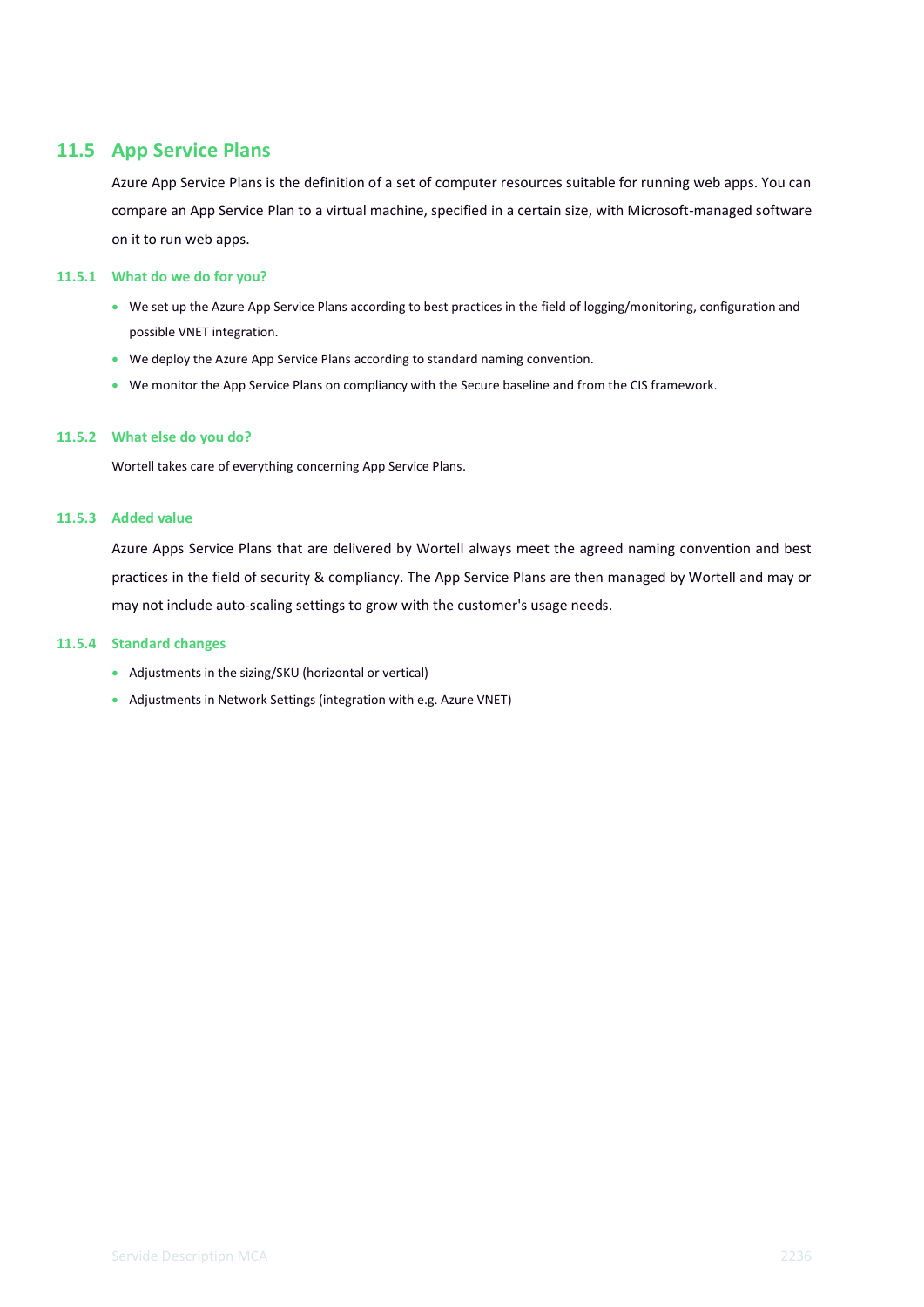## 11.5 App Service Plans

Azure App Service Plans is the definition of a set of computer resources suitable for running web apps. You can compare an App Service Plan to a virtual machine, specified in a certain size, with Microsoft-managed software on it to run web apps.

### 11.5.1 What do we do for you?

- We set up the Azure App Service Plans according to best practices in the field of logging/monitoring, configuration and possible VNET integration.
- We deploy the Azure App Service Plans according to standard naming convention.
- We monitor the App Service Plans on compliancy with the Secure baseline and from the CIS framework.

### 11.5.2 What else do you do?

Wortell takes care of everything concerning App Service Plans.

### 11.5.3 Added value

Azure Apps Service Plans that are delivered by Wortell always meet the agreed naming convention and best practices in the field of security & compliancy. The App Service Plans are then managed by Wortell and may or may not include auto-scaling settings to grow with the customer's usage needs.

### 11.5.4 Standard changes

- Adjustments in the sizing/SKU (horizontal or vertical)
- Adjustments in Network Settings (integration with e.g. Azure VNET)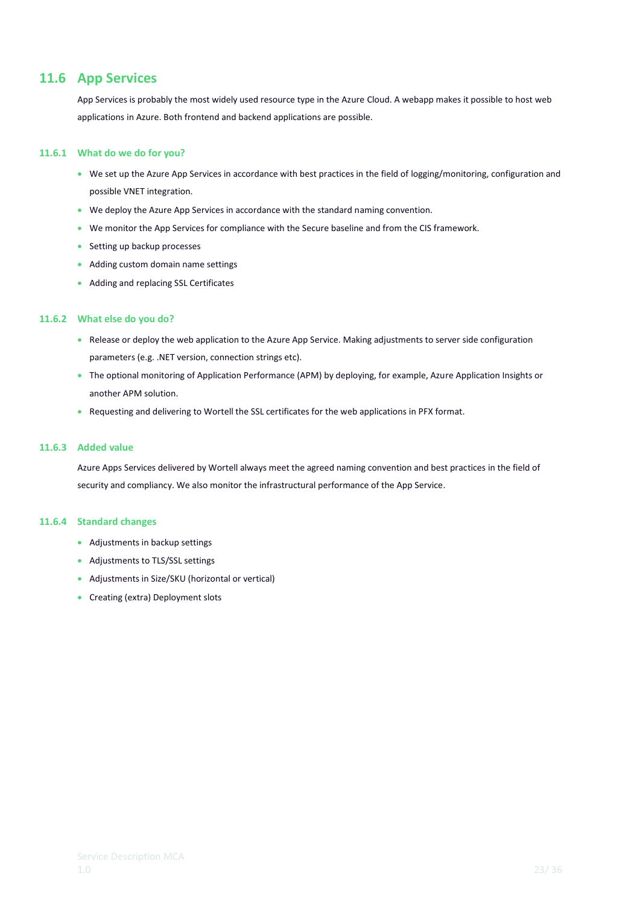## 11.6 App Services

App Services is probably the most widely used resource type in the Azure Cloud. A webapp makes it possible to host web applications in Azure. Both frontend and backend applications are possible.

### 11.6.1 What do we do for you?

- We set up the Azure App Services in accordance with best practices in the field of logging/monitoring, configuration and possible VNET integration.
- We deploy the Azure App Services in accordance with the standard naming convention.
- We monitor the App Services for compliance with the Secure baseline and from the CIS framework.
- Setting up backup processes
- Adding custom domain name settings
- Adding and replacing SSL Certificates

### 11.6.2 What else do you do?

- Release or deploy the web application to the Azure App Service. Making adjustments to server side configuration parameters (e.g. .NET version, connection strings etc).
- The optional monitoring of Application Performance (APM) by deploying, for example, Azure Application Insights or another APM solution.
- Requesting and delivering to Wortell the SSL certificates for the web applications in PFX format.

### 11.6.3 Added value

Azure Apps Services delivered by Wortell always meet the agreed naming convention and best practices in the field of security and compliancy. We also monitor the infrastructural performance of the App Service.

### 11.6.4 Standard changes

- Adjustments in backup settings
- Adjustments to TLS/SSL settings
- Adjustments in Size/SKU (horizontal or vertical)
- Creating (extra) Deployment slots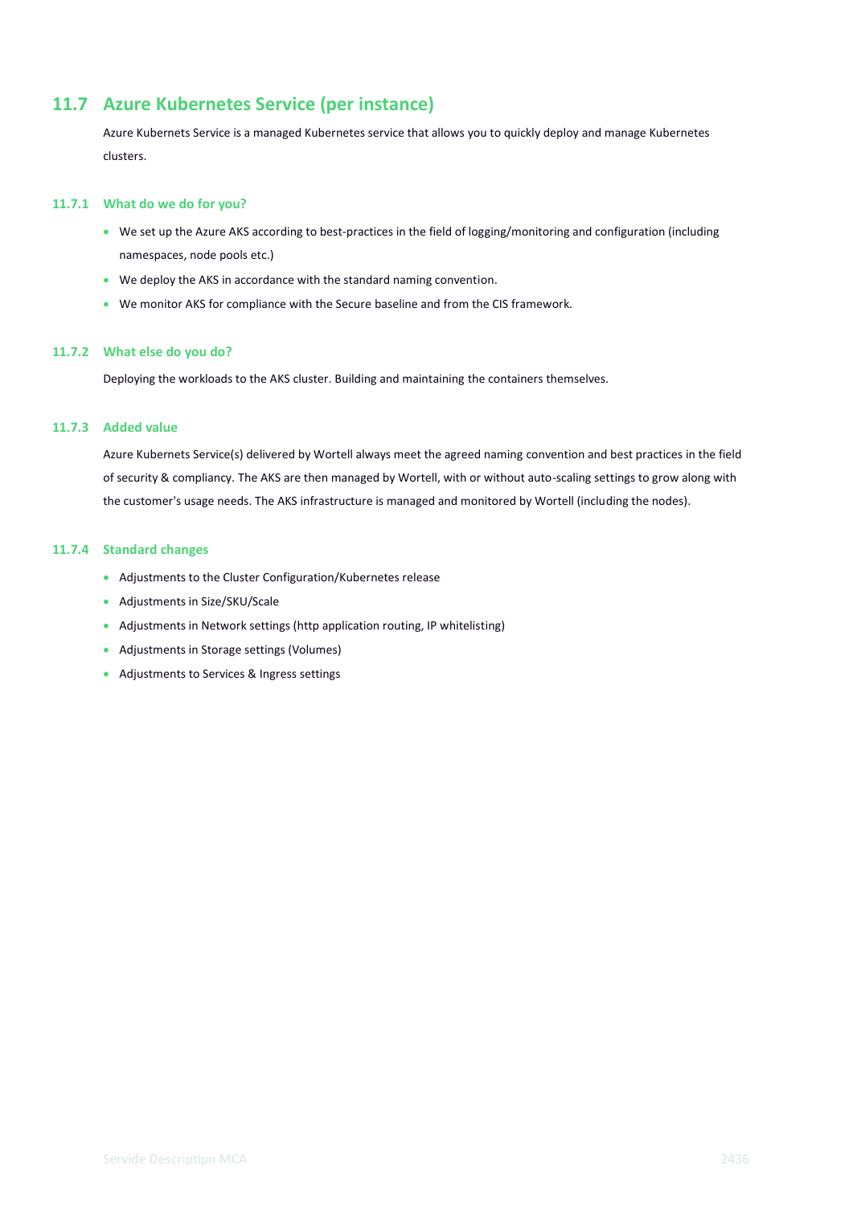## 11.7 Azure Kubernetes Service (per instance)

Azure Kubernets Service is a managed Kubernetes service that allows you to quickly deploy and manage Kubernetes clusters.

### 11.7.1 What do we do for you?

- We set up the Azure AKS according to best-practices in the field of logging/monitoring and configuration (including namespaces, node pools etc.)
- We deploy the AKS in accordance with the standard naming convention.
- We monitor AKS for compliance with the Secure baseline and from the CIS framework.

### 11.7.2 What else do you do?

Deploying the workloads to the AKS cluster. Building and maintaining the containers themselves.

### 11.7.3 Added value

Azure Kubernets Service(s) delivered by Wortell always meet the agreed naming convention and best practices in the field of security & compliancy. The AKS are then managed by Wortell, with or without auto-scaling settings to grow along with the customer's usage needs. The AKS infrastructure is managed and monitored by Wortell (including the nodes).

### 11.7.4 Standard changes

- Adjustments to the Cluster Configuration/Kubernetes release
- Adjustments in Size/SKU/Scale
- Adjustments in Network settings (http application routing, IP whitelisting)
- Adjustments in Storage settings (Volumes)
- Adjustments to Services & Ingress settings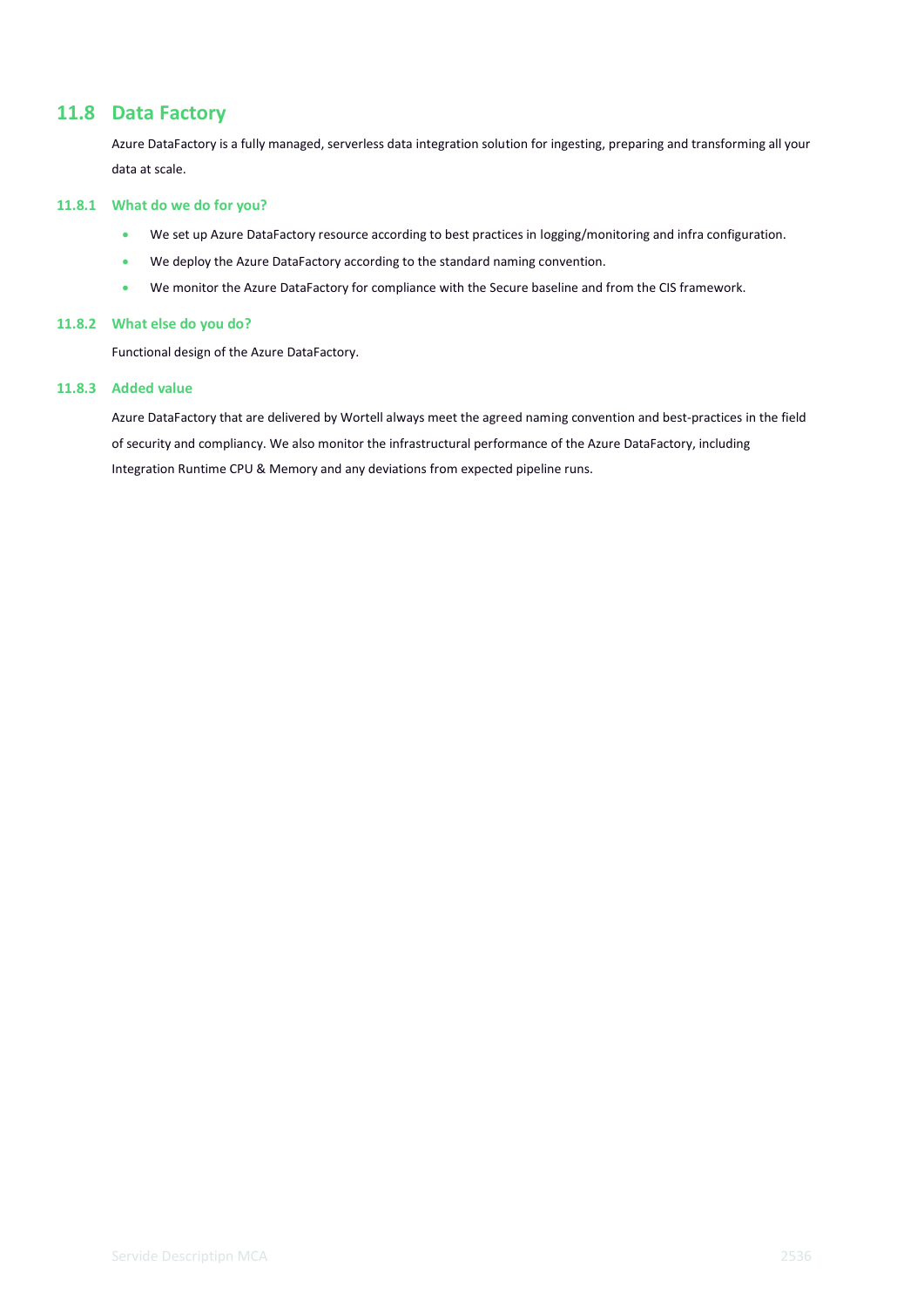## 11.8 Data Factory

Azure DataFactory is a fully managed, serverless data integration solution for ingesting, preparing and transforming all your data at scale.

### 11.8.1 What do we do for you?

- We set up Azure DataFactory resource according to best practices in logging/monitoring and infra configuration.
- We deploy the Azure DataFactory according to the standard naming convention.
- We monitor the Azure DataFactory for compliance with the Secure baseline and from the CIS framework.

### 11.8.2 What else do you do?

Functional design of the Azure DataFactory.

### 11.8.3 Added value

Azure DataFactory that are delivered by Wortell always meet the agreed naming convention and best-practices in the field of security and compliancy. We also monitor the infrastructural performance of the Azure DataFactory, including Integration Runtime CPU & Memory and any deviations from expected pipeline runs.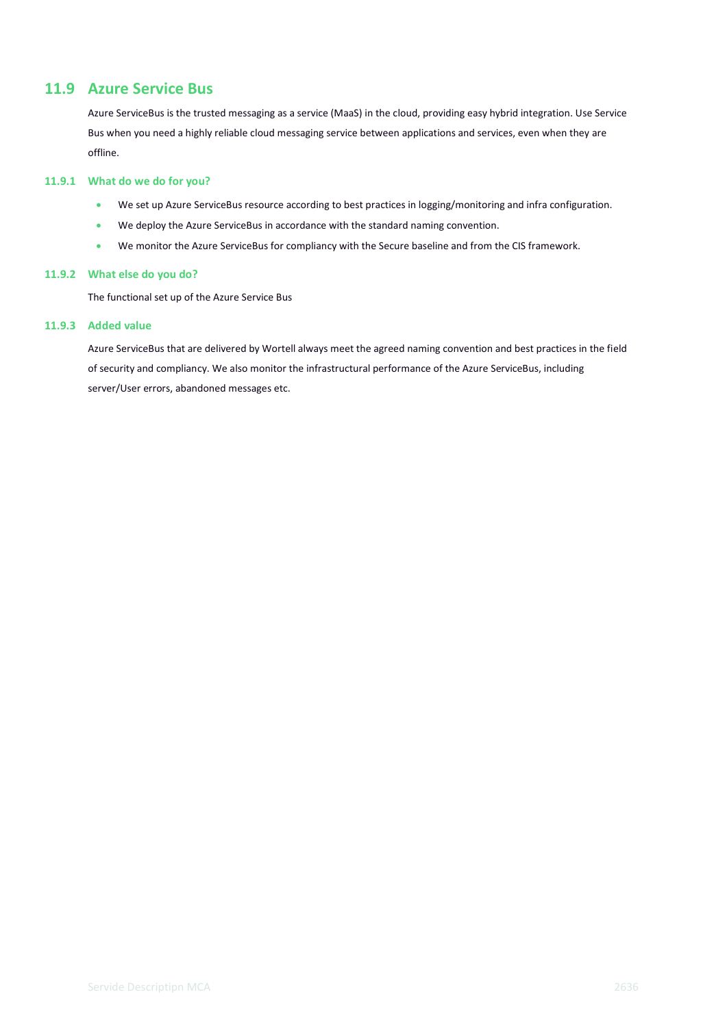## 11.9 Azure Service Bus

Azure ServiceBus is the trusted messaging as a service (MaaS) in the cloud, providing easy hybrid integration. Use Service Bus when you need a highly reliable cloud messaging service between applications and services, even when they are offline.

### 11.9.1 What do we do for you?

- We set up Azure ServiceBus resource according to best practices in logging/monitoring and infra configuration.
- We deploy the Azure ServiceBus in accordance with the standard naming convention.
- We monitor the Azure ServiceBus for compliancy with the Secure baseline and from the CIS framework.

### 11.9.2 What else do you do?

The functional set up of the Azure Service Bus

### 11.9.3 Added value

Azure ServiceBus that are delivered by Wortell always meet the agreed naming convention and best practices in the field of security and compliancy. We also monitor the infrastructural performance of the Azure ServiceBus, including server/User errors, abandoned messages etc.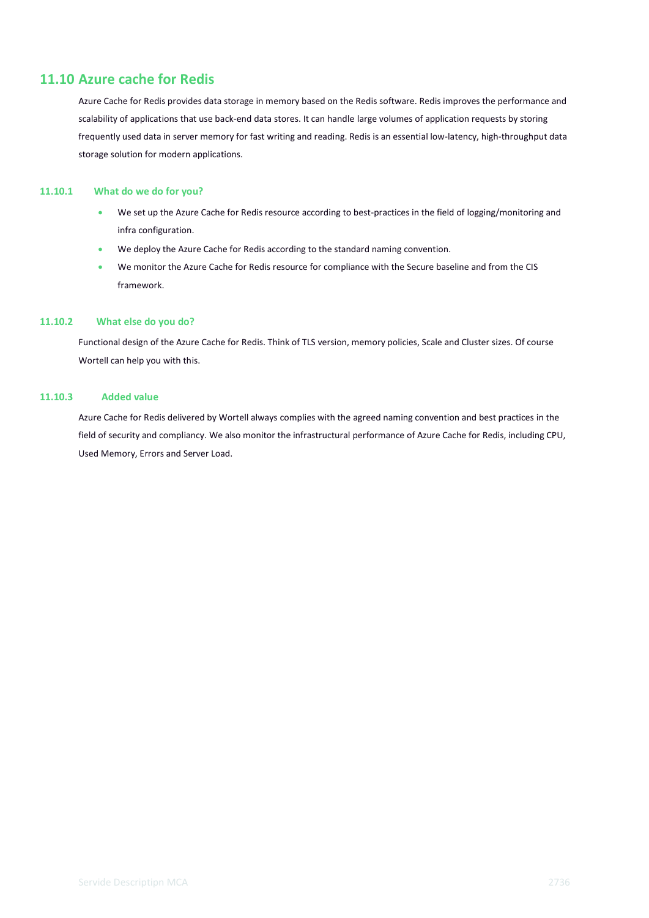## 11.10 Azure cache for Redis

Azure Cache for Redis provides data storage in memory based on the Redis software. Redis improves the performance and scalability of applications that use back-end data stores. It can handle large volumes of application requests by storing frequently used data in server memory for fast writing and reading. Redis is an essential low-latency, high-throughput data storage solution for modern applications.

### 11.10.1 What do we do for you?

- We set up the Azure Cache for Redis resource according to best-practices in the field of logging/monitoring and infra configuration.
- We deploy the Azure Cache for Redis according to the standard naming convention.
- We monitor the Azure Cache for Redis resource for compliance with the Secure baseline and from the CIS framework.

### 11.10.2 What else do you do?

Functional design of the Azure Cache for Redis. Think of TLS version, memory policies, Scale and Cluster sizes. Of course Wortell can help you with this.

### 11.10.3 Added value

Azure Cache for Redis delivered by Wortell always complies with the agreed naming convention and best practices in the field of security and compliancy. We also monitor the infrastructural performance of Azure Cache for Redis, including CPU, Used Memory, Errors and Server Load.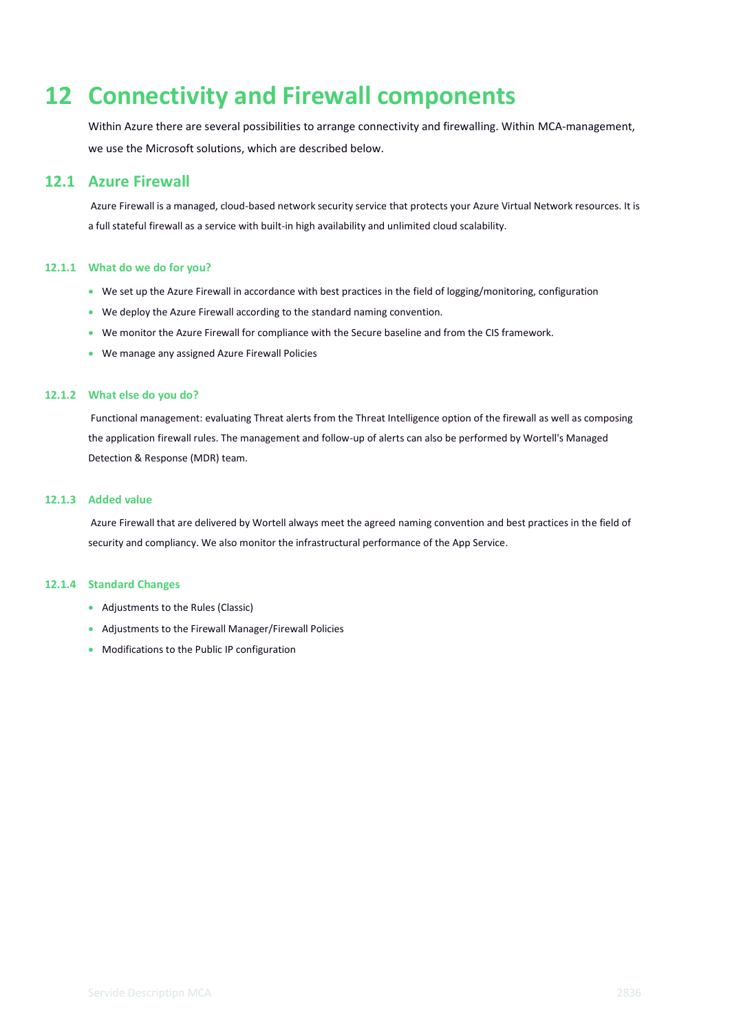# 12 Connectivity and Firewall components

Within Azure there are several possibilities to arrange connectivity and firewalling. Within MCA-management, we use the Microsoft solutions, which are described below.

## 12.1 Azure Firewall

Azure Firewall is a managed, cloud-based network security service that protects your Azure Virtual Network resources. It is a full stateful firewall as a service with built-in high availability and unlimited cloud scalability.

### 12.1.1 What do we do for you?

- We set up the Azure Firewall in accordance with best practices in the field of logging/monitoring, configuration
- We deploy the Azure Firewall according to the standard naming convention.
- We monitor the Azure Firewall for compliance with the Secure baseline and from the CIS framework.
- We manage any assigned Azure Firewall Policies

### 12.1.2 What else do you do?

Functional management: evaluating Threat alerts from the Threat Intelligence option of the firewall as well as composing the application firewall rules. The management and follow-up of alerts can also be performed by Wortell's Managed Detection & Response (MDR) team.

### 12.1.3 Added value

Azure Firewall that are delivered by Wortell always meet the agreed naming convention and best practices in the field of security and compliancy. We also monitor the infrastructural performance of the App Service.

### 12.1.4 Standard Changes

- Adjustments to the Rules (Classic)
- Adjustments to the Firewall Manager/Firewall Policies
- Modifications to the Public IP configuration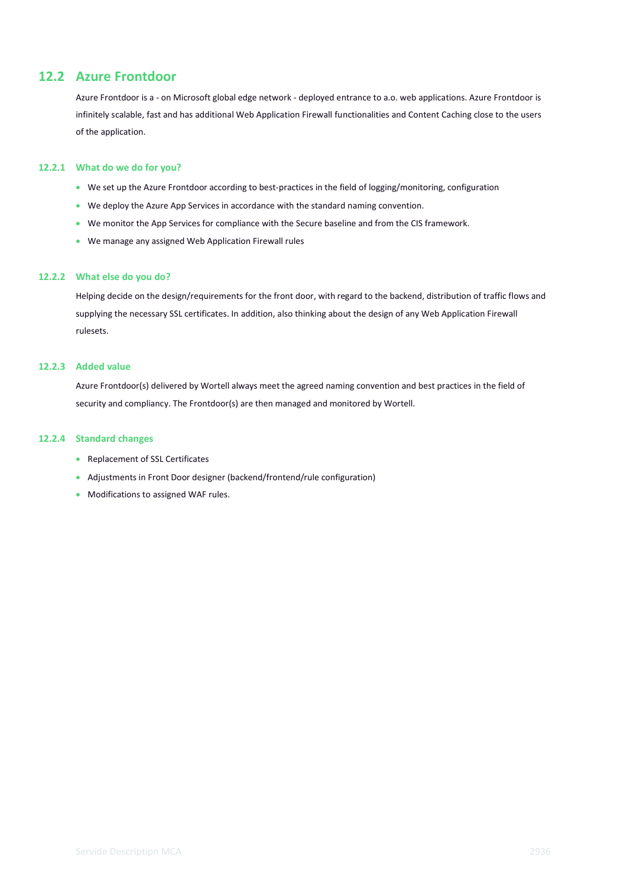## 12.2 Azure Frontdoor

Azure Frontdoor is a - on Microsoft global edge network - deployed entrance to a.o. web applications. Azure Frontdoor is infinitely scalable, fast and has additional Web Application Firewall functionalities and Content Caching close to the users of the application.

### 12.2.1 What do we do for you?

- We set up the Azure Frontdoor according to best-practices in the field of logging/monitoring, configuration
- We deploy the Azure App Services in accordance with the standard naming convention.
- We monitor the App Services for compliance with the Secure baseline and from the CIS framework.
- We manage any assigned Web Application Firewall rules

### 12.2.2 What else do you do?

Helping decide on the design/requirements for the front door, with regard to the backend, distribution of traffic flows and supplying the necessary SSL certificates. In addition, also thinking about the design of any Web Application Firewall rulesets.

### 12.2.3 Added value

Azure Frontdoor(s) delivered by Wortell always meet the agreed naming convention and best practices in the field of security and compliancy. The Frontdoor(s) are then managed and monitored by Wortell.

### 12.2.4 Standard changes

- Replacement of SSL Certificates
- Adjustments in Front Door designer (backend/frontend/rule configuration)
- Modifications to assigned WAF rules.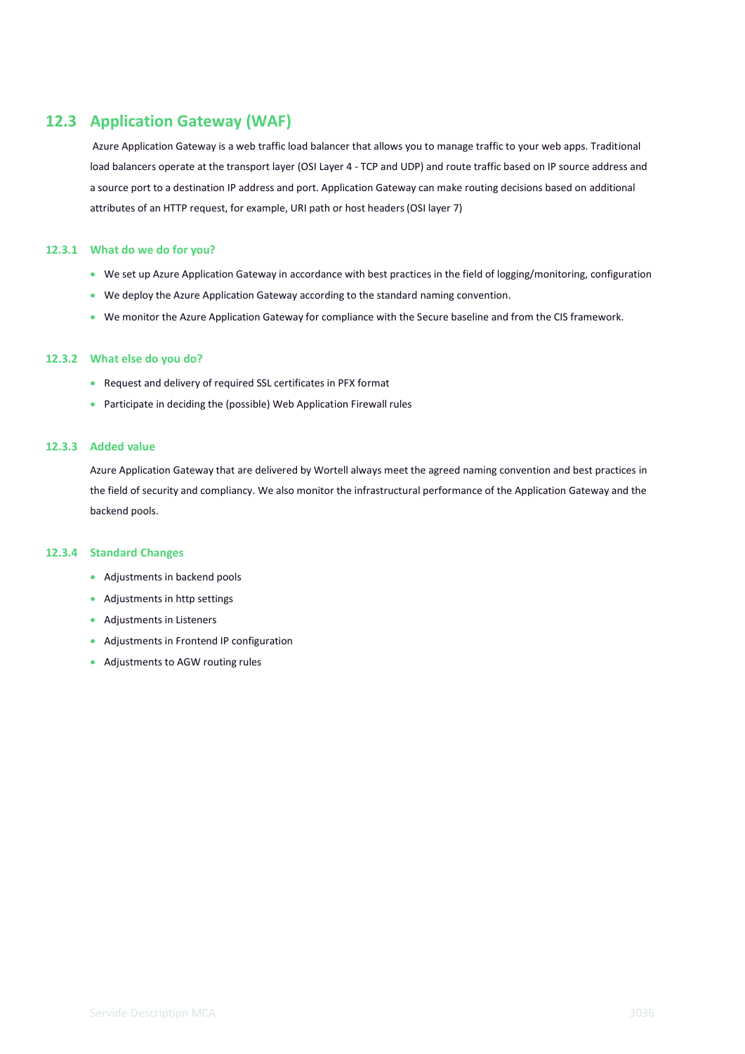## 12.3 Application Gateway (WAF)

Azure Application Gateway is a web traffic load balancer that allows you to manage traffic to your web apps. Traditional load balancers operate at the transport layer (OSI Layer 4 - TCP and UDP) and route traffic based on IP source address and a source port to a destination IP address and port. Application Gateway can make routing decisions based on additional attributes of an HTTP request, for example, URI path or host headers (OSI layer 7)

### 12.3.1 What do we do for you?

- We set up Azure Application Gateway in accordance with best practices in the field of logging/monitoring, configuration
- We deploy the Azure Application Gateway according to the standard naming convention.
- We monitor the Azure Application Gateway for compliance with the Secure baseline and from the CIS framework.

### 12.3.2 What else do you do?

- Request and delivery of required SSL certificates in PFX format
- Participate in deciding the (possible) Web Application Firewall rules

### 12.3.3 Added value

Azure Application Gateway that are delivered by Wortell always meet the agreed naming convention and best practices in the field of security and compliancy. We also monitor the infrastructural performance of the Application Gateway and the backend pools.

### 12.3.4 Standard Changes

- Adjustments in backend pools
- Adjustments in http settings
- Adjustments in Listeners
- Adjustments in Frontend IP configuration
- Adjustments to AGW routing rules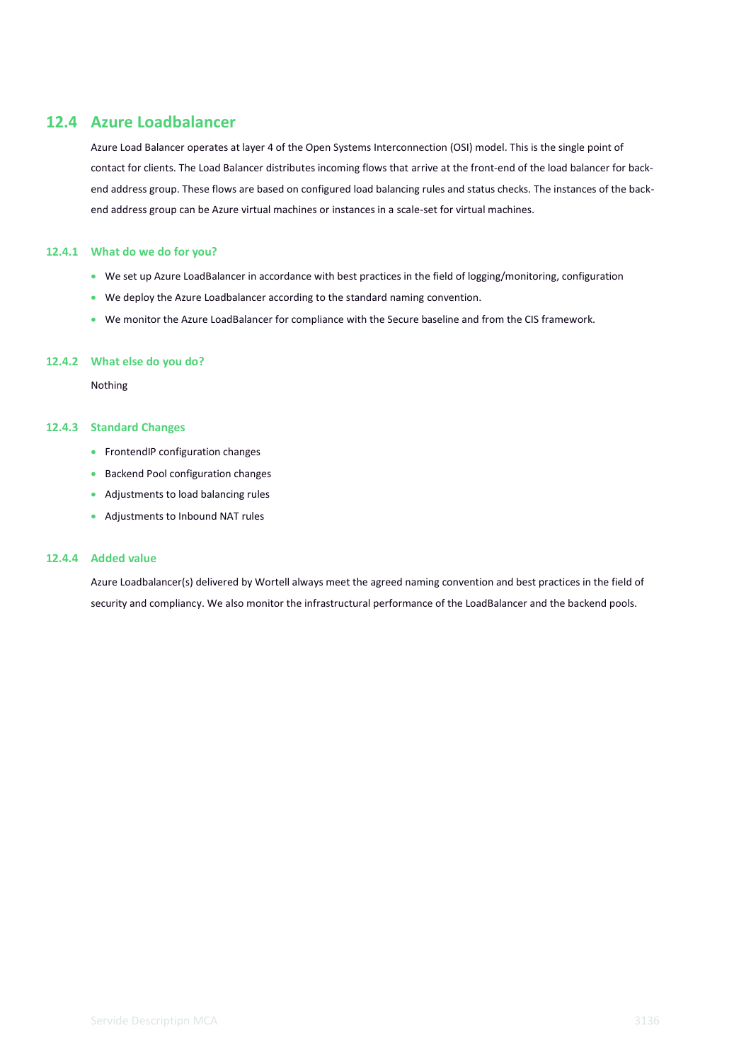## 12.4 Azure Loadbalancer

Azure Load Balancer operates at layer 4 of the Open Systems Interconnection (OSI) model. This is the single point of contact for clients. The Load Balancer distributes incoming flows that arrive at the front-end of the load balancer for back-end address group. These flows are based on configured load balancing rules and status checks. The instances of the back-end address group can be Azure virtual machines or instances in a scale-set for virtual machines.

### 12.4.1 What do we do for you?

- We set up Azure LoadBalancer in accordance with best practices in the field of logging/monitoring, configuration
- We deploy the Azure Loadbalancer according to the standard naming convention.
- We monitor the Azure LoadBalancer for compliance with the Secure baseline and from the CIS framework.

### 12.4.2 What else do you do?

Nothing

### 12.4.3 Standard Changes

- FrontendIP configuration changes
- Backend Pool configuration changes
- Adjustments to load balancing rules
- Adjustments to Inbound NAT rules

### 12.4.4 Added value

Azure Loadbalancer(s) delivered by Wortell always meet the agreed naming convention and best practices in the field of security and compliancy. We also monitor the infrastructural performance of the LoadBalancer and the backend pools.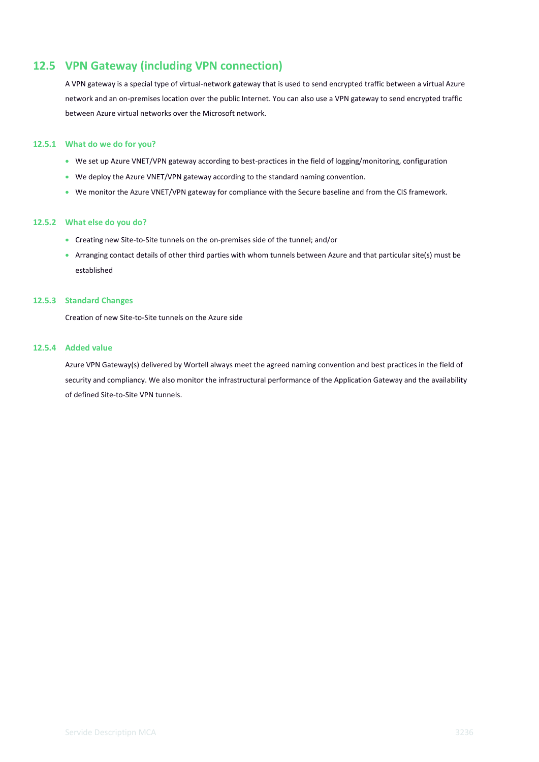## 12.5 VPN Gateway (including VPN connection)

A VPN gateway is a special type of virtual-network gateway that is used to send encrypted traffic between a virtual Azure network and an on-premises location over the public Internet. You can also use a VPN gateway to send encrypted traffic between Azure virtual networks over the Microsoft network.

### 12.5.1 What do we do for you?

- We set up Azure VNET/VPN gateway according to best-practices in the field of logging/monitoring, configuration
- We deploy the Azure VNET/VPN gateway according to the standard naming convention.
- We monitor the Azure VNET/VPN gateway for compliance with the Secure baseline and from the CIS framework.

### 12.5.2 What else do you do?

- Creating new Site-to-Site tunnels on the on-premises side of the tunnel; and/or
- Arranging contact details of other third parties with whom tunnels between Azure and that particular site(s) must be established

### 12.5.3 Standard Changes

Creation of new Site-to-Site tunnels on the Azure side

### 12.5.4 Added value

Azure VPN Gateway(s) delivered by Wortell always meet the agreed naming convention and best practices in the field of security and compliancy. We also monitor the infrastructural performance of the Application Gateway and the availability of defined Site-to-Site VPN tunnels.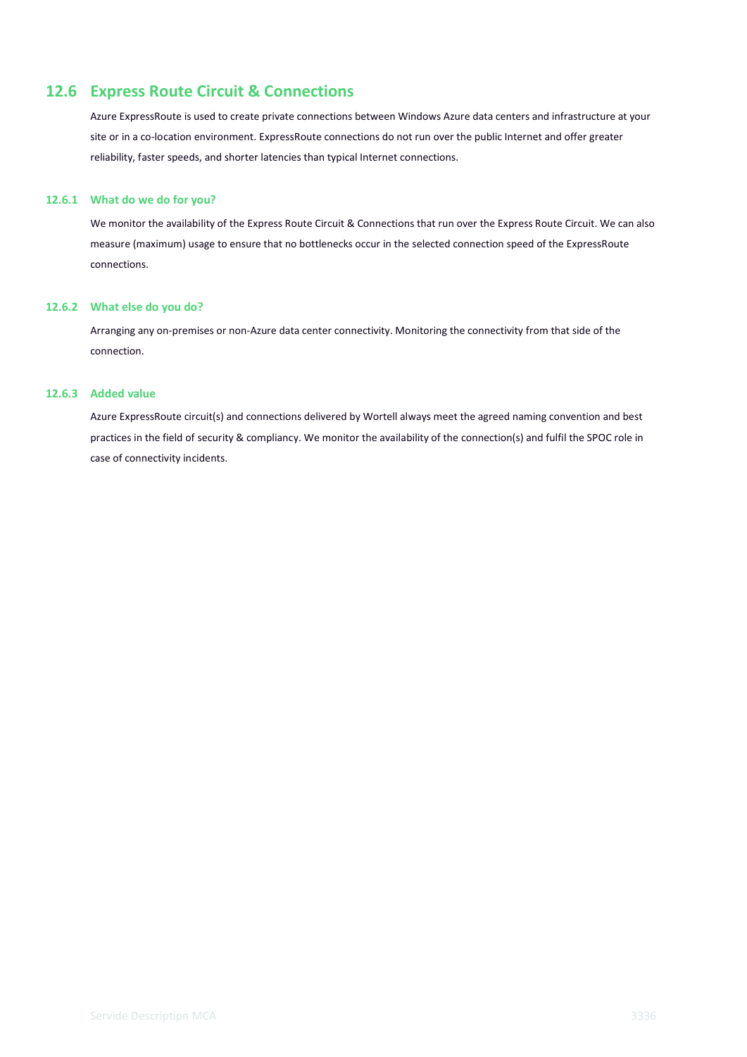## 12.6 Express Route Circuit & Connections

Azure ExpressRoute is used to create private connections between Windows Azure data centers and infrastructure at your site or in a co-location environment. ExpressRoute connections do not run over the public Internet and offer greater reliability, faster speeds, and shorter latencies than typical Internet connections.

### 12.6.1 What do we do for you?

We monitor the availability of the Express Route Circuit & Connections that run over the Express Route Circuit. We can also measure (maximum) usage to ensure that no bottlenecks occur in the selected connection speed of the ExpressRoute connections.

### 12.6.2 What else do you do?

Arranging any on-premises or non-Azure data center connectivity. Monitoring the connectivity from that side of the connection.

### 12.6.3 Added value

Azure ExpressRoute circuit(s) and connections delivered by Wortell always meet the agreed naming convention and best practices in the field of security & compliancy. We monitor the availability of the connection(s) and fulfil the SPOC role in case of connectivity incidents.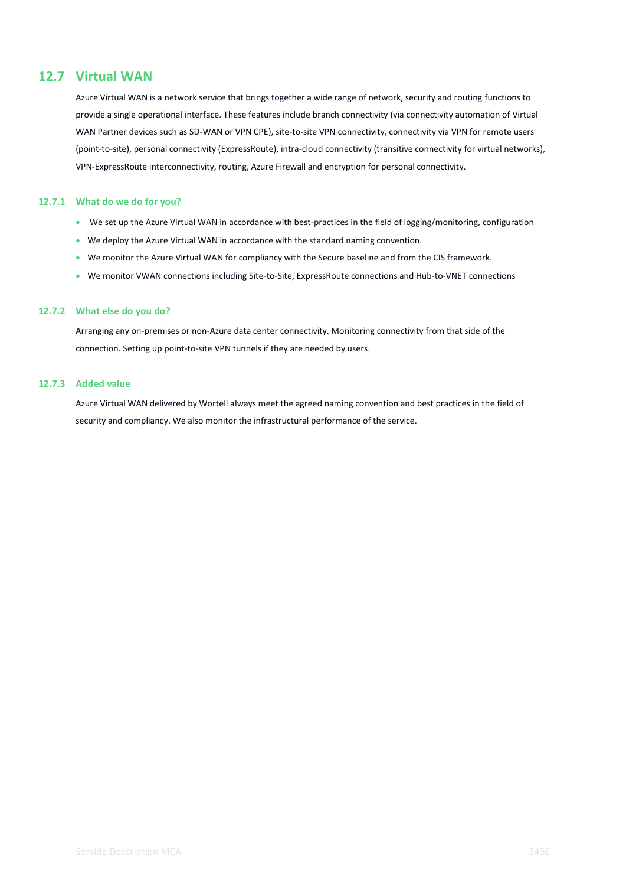## 12.7 Virtual WAN

Azure Virtual WAN is a network service that brings together a wide range of network, security and routing functions to provide a single operational interface. These features include branch connectivity (via connectivity automation of Virtual WAN Partner devices such as SD-WAN or VPN CPE), site-to-site VPN connectivity, connectivity via VPN for remote users (point-to-site), personal connectivity (ExpressRoute), intra-cloud connectivity (transitive connectivity for virtual networks), VPN-ExpressRoute interconnectivity, routing, Azure Firewall and encryption for personal connectivity.

### 12.7.1 What do we do for you?

- We set up the Azure Virtual WAN in accordance with best-practices in the field of logging/monitoring, configuration
- We deploy the Azure Virtual WAN in accordance with the standard naming convention.
- We monitor the Azure Virtual WAN for compliancy with the Secure baseline and from the CIS framework.
- We monitor VWAN connections including Site-to-Site, ExpressRoute connections and Hub-to-VNET connections

### 12.7.2 What else do you do?

Arranging any on-premises or non-Azure data center connectivity. Monitoring connectivity from that side of the connection. Setting up point-to-site VPN tunnels if they are needed by users.

### 12.7.3 Added value

Azure Virtual WAN delivered by Wortell always meet the agreed naming convention and best practices in the field of security and compliancy. We also monitor the infrastructural performance of the service.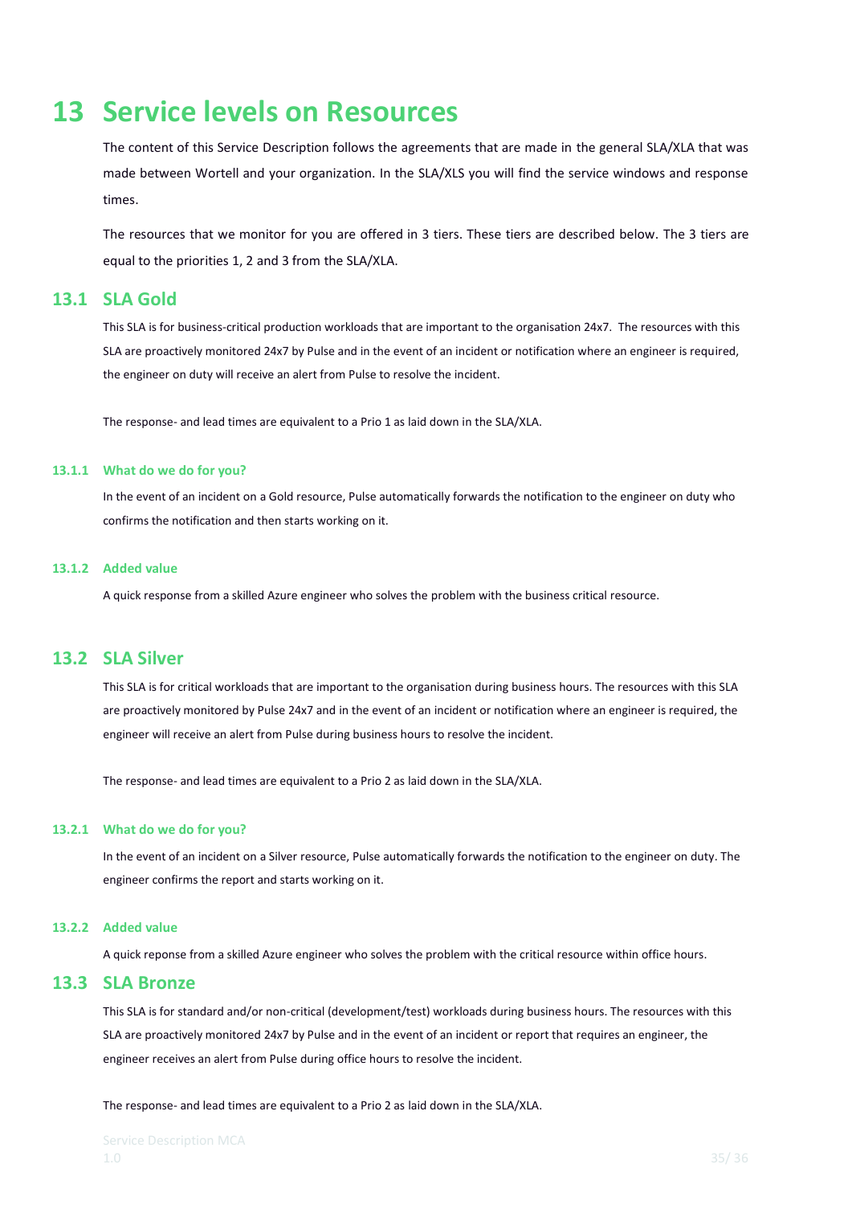# 13 Service levels on Resources

The content of this Service Description follows the agreements that are made in the general SLA/XLA that was made between Wortell and your organization. In the SLA/XLS you will find the service windows and response times.

The resources that we monitor for you are offered in 3 tiers. These tiers are described below. The 3 tiers are equal to the priorities 1, 2 and 3 from the SLA/XLA.

## 13.1 SLA Gold

This SLA is for business-critical production workloads that are important to the organisation 24x7. The resources with this SLA are proactively monitored 24x7 by Pulse and in the event of an incident or notification where an engineer is required, the engineer on duty will receive an alert from Pulse to resolve the incident.

The response- and lead times are equivalent to a Prio 1 as laid down in the SLA/XLA.

### 13.1.1 What do we do for you?

In the event of an incident on a Gold resource, Pulse automatically forwards the notification to the engineer on duty who confirms the notification and then starts working on it.

### 13.1.2 Added value

A quick response from a skilled Azure engineer who solves the problem with the business critical resource.

## 13.2 SLA Silver

This SLA is for critical workloads that are important to the organisation during business hours. The resources with this SLA are proactively monitored by Pulse 24x7 and in the event of an incident or notification where an engineer is required, the engineer will receive an alert from Pulse during business hours to resolve the incident.

The response- and lead times are equivalent to a Prio 2 as laid down in the SLA/XLA.

### 13.2.1 What do we do for you?

In the event of an incident on a Silver resource, Pulse automatically forwards the notification to the engineer on duty. The engineer confirms the report and starts working on it.

### 13.2.2 Added value

A quick reponse from a skilled Azure engineer who solves the problem with the critical resource within office hours.

## 13.3 SLA Bronze

This SLA is for standard and/or non-critical (development/test) workloads during business hours. The resources with this SLA are proactively monitored 24x7 by Pulse and in the event of an incident or report that requires an engineer, the engineer receives an alert from Pulse during office hours to resolve the incident.

The response- and lead times are equivalent to a Prio 2 as laid down in the SLA/XLA.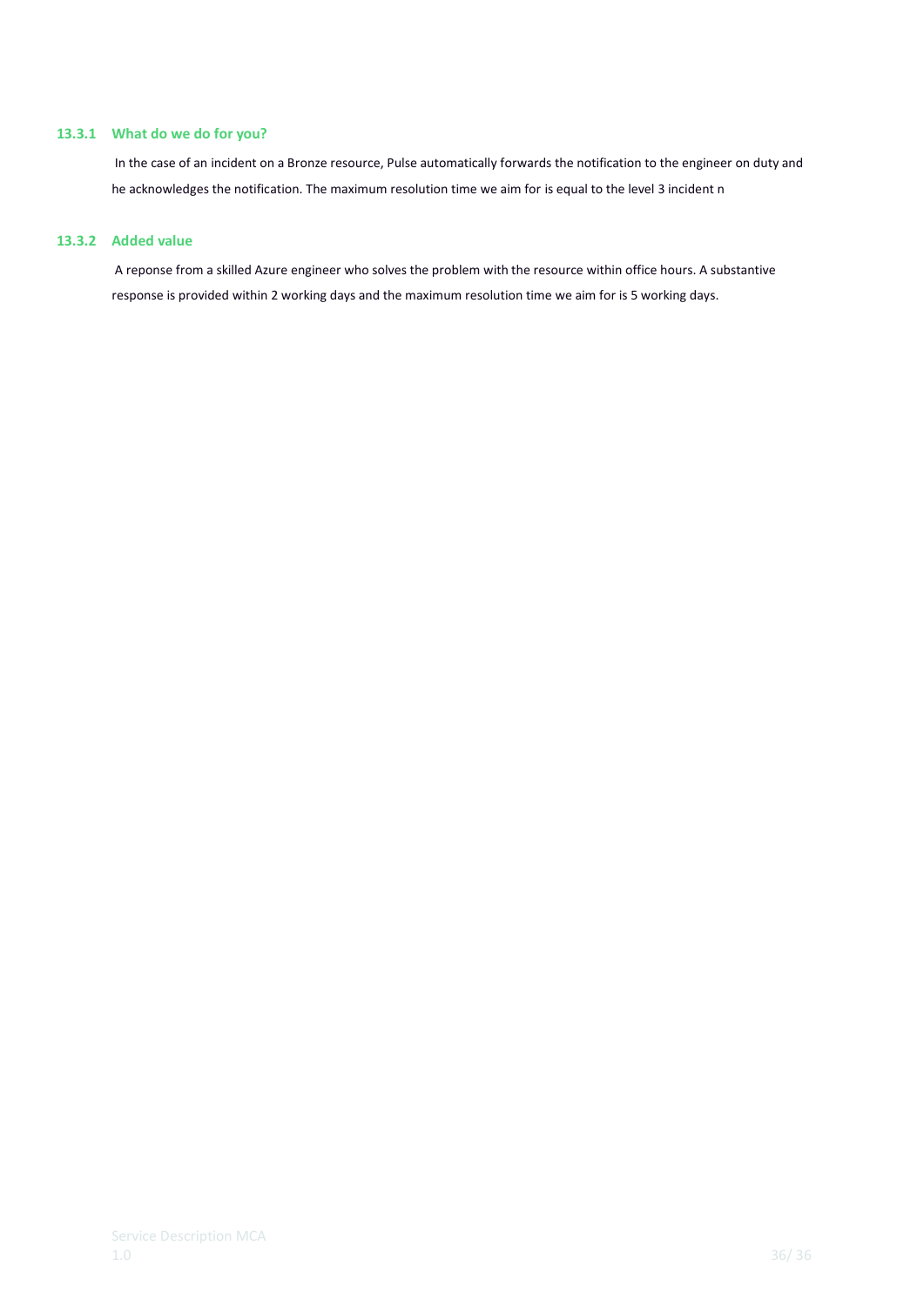### 13.3.1 What do we do for you?

In the case of an incident on a Bronze resource, Pulse automatically forwards the notification to the engineer on duty and he acknowledges the notification. The maximum resolution time we aim for is equal to the level 3 incident n

### 13.3.2 Added value

A reponse from a skilled Azure engineer who solves the problem with the resource within office hours. A substantive response is provided within 2 working days and the maximum resolution time we aim for is 5 working days.